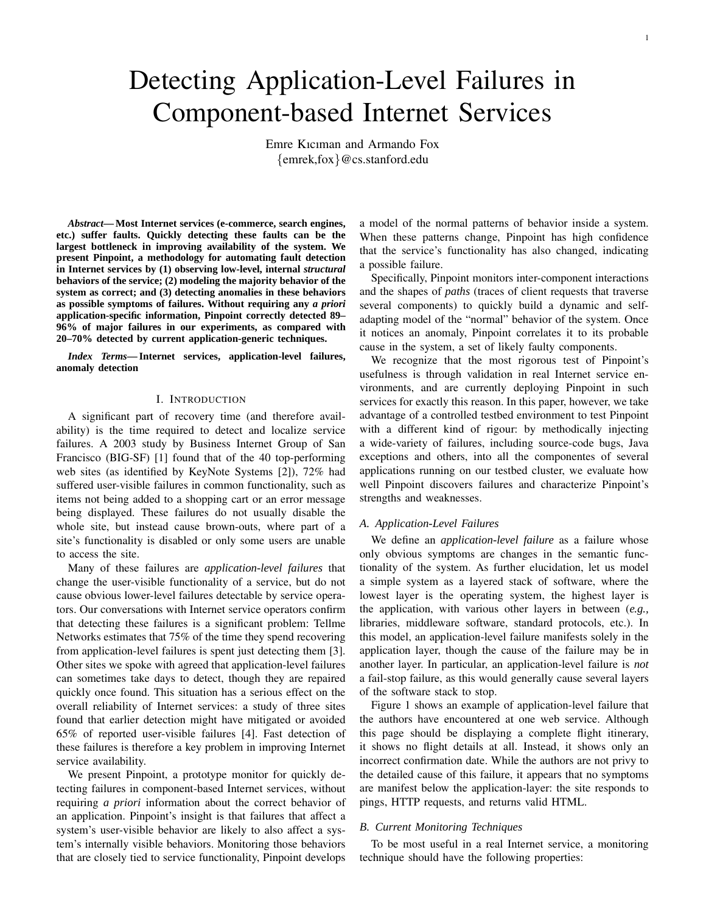# Detecting Application-Level Failures in Component-based Internet Services

Emre Kıcıman and Armando Fox
{emrek,fox}@cs.stanford.edu

***Abstract*— Most Internet services (e-commerce, search engines, etc.) suffer faults. Quickly detecting these faults can be the largest bottleneck in improving availability of the system. We present Pinpoint, a methodology for automating fault detection in Internet services by (1) observing low-level, internal *structural* behaviors of the service; (2) modeling the majority behavior of the system as correct; and (3) detecting anomalies in these behaviors as possible symptoms of failures. Without requiring any *a priori* application-specific information, Pinpoint correctly detected 89–96% of major failures in our experiments, as compared with 20–70% detected by current application-generic techniques.**

***Index Terms*— Internet services, application-level failures, anomaly detection**

## I. Introduction

A significant part of recovery time (and therefore availability) is the time required to detect and localize service failures. A 2003 study by Business Internet Group of San Francisco (BIG-SF) [1] found that of the 40 top-performing web sites (as identified by KeyNote Systems [2]), 72% had suffered user-visible failures in common functionality, such as items not being added to a shopping cart or an error message being displayed. These failures do not usually disable the whole site, but instead cause brown-outs, where part of a site's functionality is disabled or only some users are unable to access the site.

Many of these failures are *application-level failures* that change the user-visible functionality of a service, but do not cause obvious lower-level failures detectable by service operators. Our conversations with Internet service operators confirm that detecting these failures is a significant problem: Tellme Networks estimates that 75% of the time they spend recovering from application-level failures is spent just detecting them [3]. Other sites we spoke with agreed that application-level failures can sometimes take days to detect, though they are repaired quickly once found. This situation has a serious effect on the overall reliability of Internet services: a study of three sites found that earlier detection might have mitigated or avoided 65% of reported user-visible failures [4]. Fast detection of these failures is therefore a key problem in improving Internet service availability.

We present Pinpoint, a prototype monitor for quickly detecting failures in component-based Internet services, without requiring *a priori* information about the correct behavior of an application. Pinpoint's insight is that failures that affect a system's user-visible behavior are likely to also affect a system's internally visible behaviors. Monitoring those behaviors that are closely tied to service functionality, Pinpoint develops a model of the normal patterns of behavior inside a system. When these patterns change, Pinpoint has high confidence that the service's functionality has also changed, indicating a possible failure.

Specifically, Pinpoint monitors inter-component interactions and the shapes of *paths* (traces of client requests that traverse several components) to quickly build a dynamic and self-adapting model of the "normal" behavior of the system. Once it notices an anomaly, Pinpoint correlates it to its probable cause in the system, a set of likely faulty components.

We recognize that the most rigorous test of Pinpoint's usefulness is through validation in real Internet service environments, and are currently deploying Pinpoint in such services for exactly this reason. In this paper, however, we take advantage of a controlled testbed environment to test Pinpoint with a different kind of rigour: by methodically injecting a wide-variety of failures, including source-code bugs, Java exceptions and others, into all the componentes of several applications running on our testbed cluster, we evaluate how well Pinpoint discovers failures and characterize Pinpoint's strengths and weaknesses.

### A. Application-Level Failures

We define an *application-level failure* as a failure whose only obvious symptoms are changes in the semantic functionality of the system. As further elucidation, let us model a simple system as a layered stack of software, where the lowest layer is the operating system, the highest layer is the application, with various other layers in between (*e.g.,* libraries, middleware software, standard protocols, etc.). In this model, an application-level failure manifests solely in the application layer, though the cause of the failure may be in another layer. In particular, an application-level failure is *not* a fail-stop failure, as this would generally cause several layers of the software stack to stop.

Figure 1 shows an example of application-level failure that the authors have encountered at one web service. Although this page should be displaying a complete flight itinerary, it shows no flight details at all. Instead, it shows only an incorrect confirmation date. While the authors are not privy to the detailed cause of this failure, it appears that no symptoms are manifest below the application-layer: the site responds to pings, HTTP requests, and returns valid HTML.

### B. Current Monitoring Techniques

To be most useful in a real Internet service, a monitoring technique should have the following properties: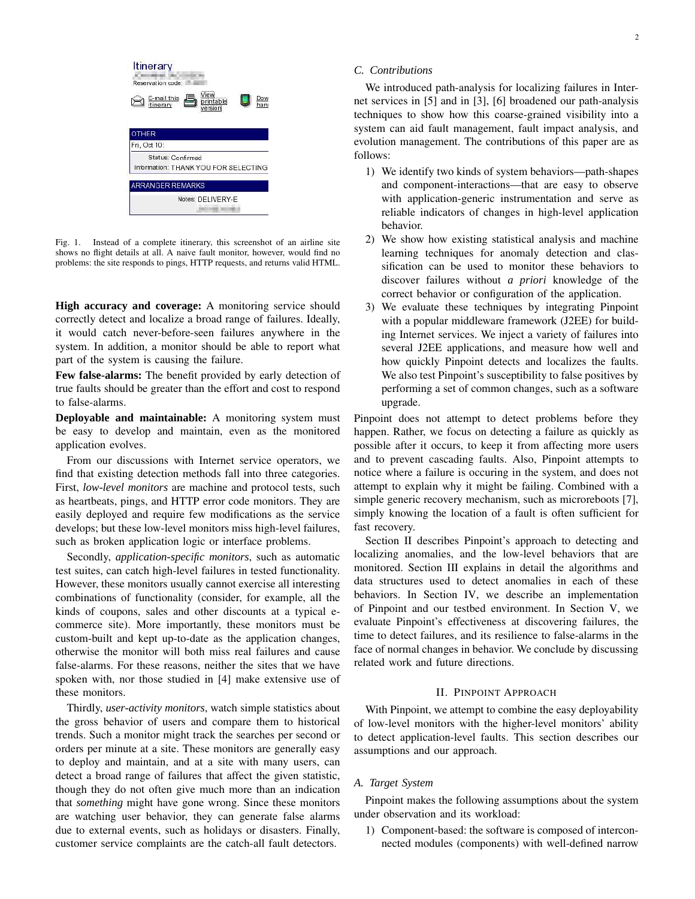Fig. 1. Instead of a complete itinerary, this screenshot of an airline site shows no flight details at all. A naive fault monitor, however, would find no problems: the site responds to pings, HTTP requests, and returns valid HTML.

**High accuracy and coverage:** A monitoring service should correctly detect and localize a broad range of failures. Ideally, it would catch never-before-seen failures anywhere in the system. In addition, a monitor should be able to report what part of the system is causing the failure.

**Few false-alarms:** The benefit provided by early detection of true faults should be greater than the effort and cost to respond to false-alarms.

**Deployable and maintainable:** A monitoring system must be easy to develop and maintain, even as the monitored application evolves.

From our discussions with Internet service operators, we find that existing detection methods fall into three categories. First, *low-level monitors* are machine and protocol tests, such as heartbeats, pings, and HTTP error code monitors. They are easily deployed and require few modifications as the service develops; but these low-level monitors miss high-level failures, such as broken application logic or interface problems.

Secondly, *application-specific monitors*, such as automatic test suites, can catch high-level failures in tested functionality. However, these monitors usually cannot exercise all interesting combinations of functionality (consider, for example, all the kinds of coupons, sales and other discounts at a typical e-commerce site). More importantly, these monitors must be custom-built and kept up-to-date as the application changes, otherwise the monitor will both miss real failures and cause false-alarms. For these reasons, neither the sites that we have spoken with, nor those studied in [4] make extensive use of these monitors.

Thirdly, *user-activity monitors*, watch simple statistics about the gross behavior of users and compare them to historical trends. Such a monitor might track the searches per second or orders per minute at a site. These monitors are generally easy to deploy and maintain, and at a site with many users, can detect a broad range of failures that affect the given statistic, though they do not often give much more than an indication that *something* might have gone wrong. Since these monitors are watching user behavior, they can generate false alarms due to external events, such as holidays or disasters. Finally, customer service complaints are the catch-all fault detectors.

### C. Contributions

We introduced path-analysis for localizing failures in Internet services in [5] and in [3], [6] broadened our path-analysis techniques to show how this coarse-grained visibility into a system can aid fault management, fault impact analysis, and evolution management. The contributions of this paper are as follows:

1) We identify two kinds of system behaviors—path-shapes and component-interactions—that are easy to observe with application-generic instrumentation and serve as reliable indicators of changes in high-level application behavior.
2) We show how existing statistical analysis and machine learning techniques for anomaly detection and classification can be used to monitor these behaviors to discover failures without *a priori* knowledge of the correct behavior or configuration of the application.
3) We evaluate these techniques by integrating Pinpoint with a popular middleware framework (J2EE) for building Internet services. We inject a variety of failures into several J2EE applications, and measure how well and how quickly Pinpoint detects and localizes the faults. We also test Pinpoint's susceptibility to false positives by performing a set of common changes, such as a software upgrade.

Pinpoint does not attempt to detect problems before they happen. Rather, we focus on detecting a failure as quickly as possible after it occurs, to keep it from affecting more users and to prevent cascading faults. Also, Pinpoint attempts to notice where a failure is occuring in the system, and does not attempt to explain why it might be failing. Combined with a simple generic recovery mechanism, such as microreboots [7], simply knowing the location of a fault is often sufficient for fast recovery.

Section II describes Pinpoint's approach to detecting and localizing anomalies, and the low-level behaviors that are monitored. Section III explains in detail the algorithms and data structures used to detect anomalies in each of these behaviors. In Section IV, we describe an implementation of Pinpoint and our testbed environment. In Section V, we evaluate Pinpoint's effectiveness at discovering failures, the time to detect failures, and its resilience to false-alarms in the face of normal changes in behavior. We conclude by discussing related work and future directions.

## II. Pinpoint Approach

With Pinpoint, we attempt to combine the easy deployability of low-level monitors with the higher-level monitors' ability to detect application-level faults. This section describes our assumptions and our approach.

### A. Target System

Pinpoint makes the following assumptions about the system under observation and its workload:

1) Component-based: the software is composed of interconnected modules (components) with well-defined narrow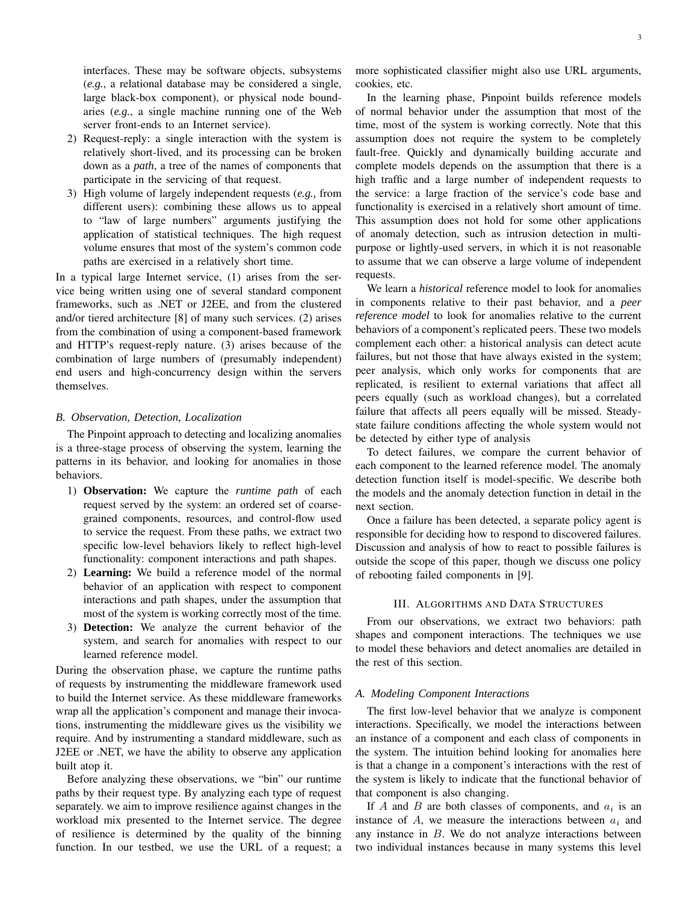interfaces. These may be software objects, subsystems (*e.g.*, a relational database may be considered a single, large black-box component), or physical node boundaries (*e.g.*, a single machine running one of the Web server front-ends to an Internet service).

2) Request-reply: a single interaction with the system is relatively short-lived, and its processing can be broken down as a *path*, a tree of the names of components that participate in the servicing of that request.
3) High volume of largely independent requests (*e.g.,* from different users): combining these allows us to appeal to "law of large numbers" arguments justifying the application of statistical techniques. The high request volume ensures that most of the system's common code paths are exercised in a relatively short time.

In a typical large Internet service, (1) arises from the service being written using one of several standard component frameworks, such as .NET or J2EE, and from the clustered and/or tiered architecture [8] of many such services. (2) arises from the combination of using a component-based framework and HTTP's request-reply nature. (3) arises because of the combination of large numbers of (presumably independent) end users and high-concurrency design within the servers themselves.

### B. Observation, Detection, Localization

The Pinpoint approach to detecting and localizing anomalies is a three-stage process of observing the system, learning the patterns in its behavior, and looking for anomalies in those behaviors.

1) **Observation:** We capture the *runtime path* of each request served by the system: an ordered set of coarse-grained components, resources, and control-flow used to service the request. From these paths, we extract two specific low-level behaviors likely to reflect high-level functionality: component interactions and path shapes.
2) **Learning:** We build a reference model of the normal behavior of an application with respect to component interactions and path shapes, under the assumption that most of the system is working correctly most of the time.
3) **Detection:** We analyze the current behavior of the system, and search for anomalies with respect to our learned reference model.

During the observation phase, we capture the runtime paths of requests by instrumenting the middleware framework used to build the Internet service. As these middleware frameworks wrap all the application's component and manage their invocations, instrumenting the middleware gives us the visibility we require. And by instrumenting a standard middleware, such as J2EE or .NET, we have the ability to observe any application built atop it.

Before analyzing these observations, we "bin" our runtime paths by their request type. By analyzing each type of request separately. we aim to improve resilience against changes in the workload mix presented to the Internet service. The degree of resilience is determined by the quality of the binning function. In our testbed, we use the URL of a request; a more sophisticated classifier might also use URL arguments, cookies, etc.

In the learning phase, Pinpoint builds reference models of normal behavior under the assumption that most of the time, most of the system is working correctly. Note that this assumption does not require the system to be completely fault-free. Quickly and dynamically building accurate and complete models depends on the assumption that there is a high traffic and a large number of independent requests to the service: a large fraction of the service's code base and functionality is exercised in a relatively short amount of time. This assumption does not hold for some other applications of anomaly detection, such as intrusion detection in multi-purpose or lightly-used servers, in which it is not reasonable to assume that we can observe a large volume of independent requests.

We learn a *historical* reference model to look for anomalies in components relative to their past behavior, and a *peer reference model* to look for anomalies relative to the current behaviors of a component's replicated peers. These two models complement each other: a historical analysis can detect acute failures, but not those that have always existed in the system; peer analysis, which only works for components that are replicated, is resilient to external variations that affect all peers equally (such as workload changes), but a correlated failure that affects all peers equally will be missed. Steady-state failure conditions affecting the whole system would not be detected by either type of analysis

To detect failures, we compare the current behavior of each component to the learned reference model. The anomaly detection function itself is model-specific. We describe both the models and the anomaly detection function in detail in the next section.

Once a failure has been detected, a separate policy agent is responsible for deciding how to respond to discovered failures. Discussion and analysis of how to react to possible failures is outside the scope of this paper, though we discuss one policy of rebooting failed components in [9].

## III. Algorithms and Data Structures

From our observations, we extract two behaviors: path shapes and component interactions. The techniques we use to model these behaviors and detect anomalies are detailed in the rest of this section.

### A. Modeling Component Interactions

The first low-level behavior that we analyze is component interactions. Specifically, we model the interactions between an instance of a component and each class of components in the system. The intuition behind looking for anomalies here is that a change in a component's interactions with the rest of the system is likely to indicate that the functional behavior of that component is also changing.

If $A$ and $B$ are both classes of components, and $a_i$ is an instance of $A$, we measure the interactions between $a_i$ and any instance in $B$. We do not analyze interactions between two individual instances because in many systems this level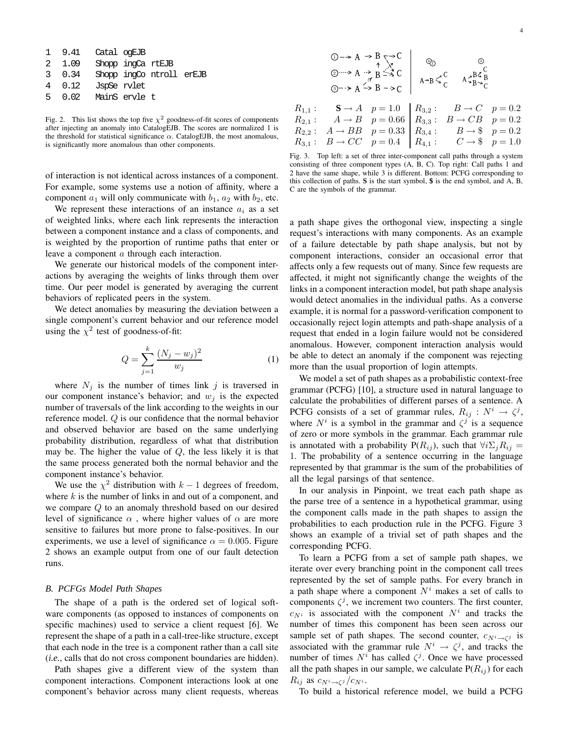```
1  9.41   CatalogEJB
2  1.09   ShoppingCartEJB
3  0.34   ShoppingControllerEJB
4  0.12   JspServlet
5  0.02   MainServlet
```

Fig. 2. This list shows the top five $\chi^2$ goodness-of-fit scores of components after injecting an anomaly into CatalogEJB. The scores are normalized 1 is the threshold for statistical significance $\alpha$. CatalogEJB, the most anomalous, is significantly more anomalous than other components.

of interaction is not identical across instances of a component. For example, some systems use a notion of affinity, where a component $a_1$ will only communicate with $b_1$, $a_2$ with $b_2$, etc.

We represent these interactions of an instance $a_i$ as a set of weighted links, where each link represents the interaction between a component instance and a class of components, and is weighted by the proportion of runtime paths that enter or leave a component $a$ through each interaction.

We generate our historical models of the component interactions by averaging the weights of links through them over time. Our peer model is generated by averaging the current behaviors of replicated peers in the system.

We detect anomalies by measuring the deviation between a single component's current behavior and our reference model using the $\chi^2$ test of goodness-of-fit:

$$Q = \sum_{j=1}^{k} \frac{(N_j - w_j)^2}{w_j} \quad (1)$$

where $N_j$ is the number of times link $j$ is traversed in our component instance's behavior; and $w_j$ is the expected number of traversals of the link according to the weights in our reference model. $Q$ is our confidence that the normal behavior and observed behavior are based on the same underlying probability distribution, regardless of what that distribution may be. The higher the value of $Q$, the less likely it is that the same process generated both the normal behavior and the component instance's behavior.

We use the $\chi^2$ distribution with $k-1$ degrees of freedom, where $k$ is the number of links in and out of a component, and we compare $Q$ to an anomaly threshold based on our desired level of significance $\alpha$ , where higher values of $\alpha$ are more sensitive to failures but more prone to false-positives. In our experiments, we use a level of significance $\alpha = 0.005$. Figure 2 shows an example output from one of our fault detection runs.

### B. PCFGs Model Path Shapes

The shape of a path is the ordered set of logical software components (as opposed to instances of components on specific machines) used to service a client request [6]. We represent the shape of a path in a call-tree-like structure, except that each node in the tree is a component rather than a call site (*i.e.*, calls that do not cross component boundaries are hidden).

Path shapes give a different view of the system than component interactions. Component interactions look at one component's behavior across many client requests, whereas a path shape gives the orthogonal view, inspecting a single request's interactions with many components. As an example of a failure detectable by path shape analysis, but not by component interactions, consider an occasional error that affects only a few requests out of many. Since few requests are affected, it might not significantly change the weights of the links in a component interaction model, but path shape analysis would detect anomalies in the individual paths. As a converse example, it is normal for a password-verification component to occasionally reject login attempts and path-shape analysis of a request that ended in a login failure would not be considered anomalous. However, component interaction analysis would be able to detect an anomaly if the component was rejecting more than the usual proportion of login attempts.

| | | | | | |
|---|---|---|---|---|---|
| $R_{1,1}$: | $\mathbf{S} \rightarrow A$ | $p = 1.0$ | $R_{3,2}$: | $B \rightarrow C$ | $p = 0.2$ |
| $R_{2,1}$: | $A \rightarrow B$ | $p = 0.66$ | $R_{3,3}$: | $B \rightarrow CB$ | $p = 0.2$ |
| $R_{2,2}$: | $A \rightarrow BB$ | $p = 0.33$ | $R_{3,4}$: | $B \rightarrow \$$ | $p = 0.2$ |
| $R_{3,1}$: | $B \rightarrow CC$ | $p = 0.4$ | $R_{4,1}$: | $C \rightarrow \$$ | $p = 1.0$ |

Fig. 3. Top left: a set of three inter-component call paths through a system consisting of three component types (A, B, C). Top right: Call paths 1 and 2 have the same shape, while 3 is different. Bottom: PCFG corresponding to this collection of paths. **S** is the start symbol, **$** is the end symbol, and A, B, C are the symbols of the grammar.

We model a set of path shapes as a probabilistic context-free grammar (PCFG) [10], a structure used in natural language to calculate the probabilities of different parses of a sentence. A PCFG consists of a set of grammar rules, $R_{ij} : N^i \rightarrow \zeta^j$, where $N^i$ is a symbol in the grammar and $\zeta^j$ is a sequence of zero or more symbols in the grammar. Each grammar rule is annotated with a probability P($R_{ij}$), such that $\forall i \Sigma_j R_{ij} = 1$. The probability of a sentence occurring in the language represented by that grammar is the sum of the probabilities of all the legal parsings of that sentence.

In our analysis in Pinpoint, we treat each path shape as the parse tree of a sentence in a hypothetical grammar, using the component calls made in the path shapes to assign the probabilities to each production rule in the PCFG. Figure 3 shows an example of a trivial set of path shapes and the corresponding PCFG.

To learn a PCFG from a set of sample path shapes, we iterate over every branching point in the component call trees represented by the set of sample paths. For every branch in a path shape where a component $N^i$ makes a set of calls to components $\zeta^j$, we increment two counters. The first counter, $c_{N^i}$ is associated with the component $N^i$ and tracks the number of times this component has been seen across our sample set of path shapes. The second counter, $c_{N^i \rightarrow \zeta^j}$ is associated with the grammar rule $N^i \rightarrow \zeta^j$, and tracks the number of times $N^i$ has called $\zeta^j$. Once we have processed all the path shapes in our sample, we calculate P($R_{ij}$) for each $R_{ij}$ as $c_{N^i \rightarrow \zeta^j} / c_{N^i}$.

To build a historical reference model, we build a PCFG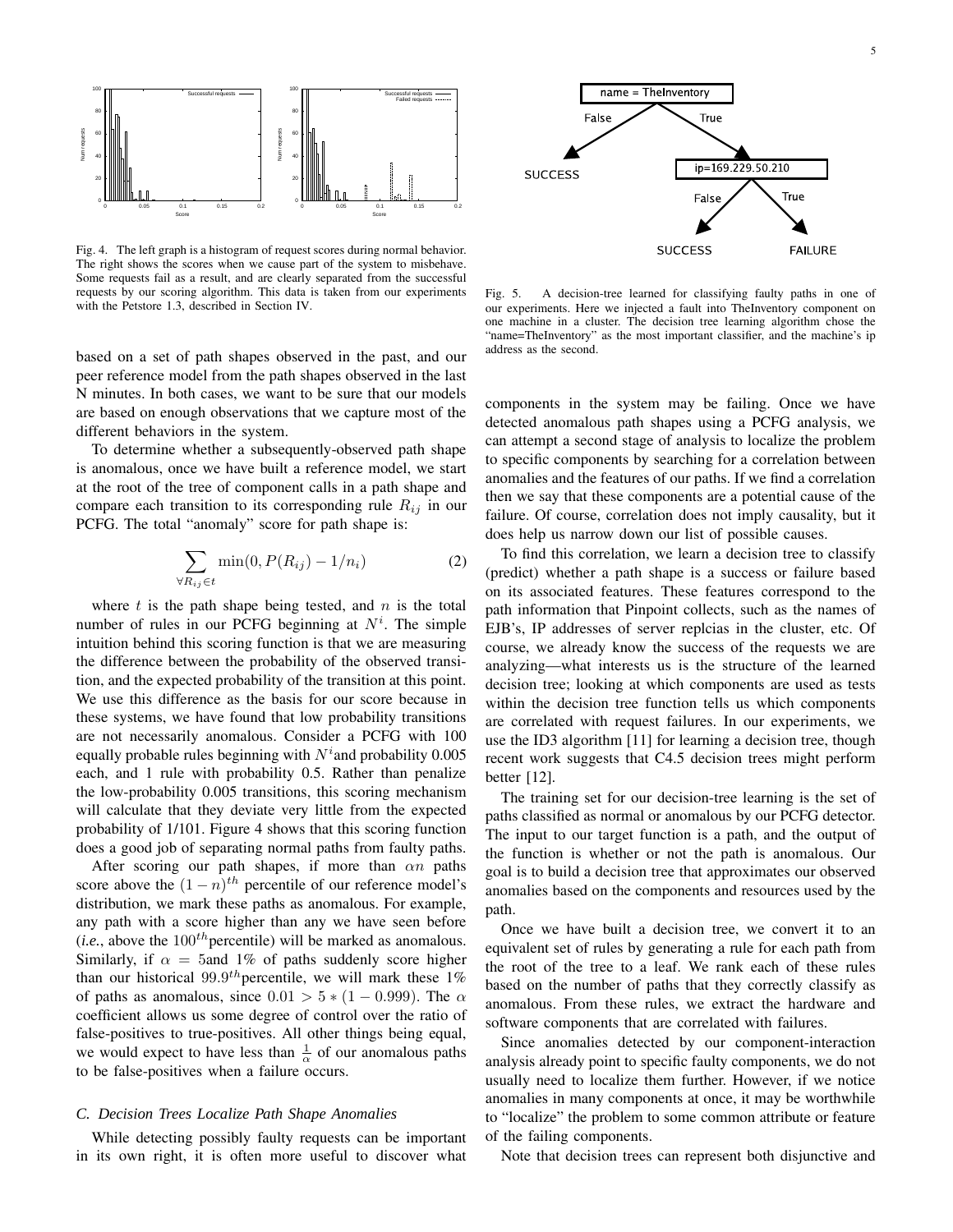Fig. 4. The left graph is a histogram of request scores during normal behavior. The right shows the scores when we cause part of the system to misbehave. Some requests fail as a result, and are clearly separated from the successful requests by our scoring algorithm. This data is taken from our experiments with the Petstore 1.3, described in Section IV.

Fig. 5. A decision-tree learned for classifying faulty paths in one of our experiments. Here we injected a fault into TheInventory component on one machine in a cluster. The decision tree learning algorithm chose the "name=TheInventory" as the most important classifier, and the machine's ip address as the second.

based on a set of path shapes observed in the past, and our peer reference model from the path shapes observed in the last N minutes. In both cases, we want to be sure that our models are based on enough observations that we capture most of the different behaviors in the system.

To determine whether a subsequently-observed path shape is anomalous, once we have built a reference model, we start at the root of the tree of component calls in a path shape and compare each transition to its corresponding rule $R_{ij}$ in our PCFG. The total "anomaly" score for path shape is:

$$\sum_{\forall R_{ij} \in t} \min(0, P(R_{ij}) - 1/n_i) \tag{2}$$

where $t$ is the path shape being tested, and $n$ is the total number of rules in our PCFG beginning at $N^i$. The simple intuition behind this scoring function is that we are measuring the difference between the probability of the observed transition, and the expected probability of the transition at this point. We use this difference as the basis for our score because in these systems, we have found that low probability transitions are not necessarily anomalous. Consider a PCFG with 100 equally probable rules beginning with $N^i$and probability 0.005 each, and 1 rule with probability 0.5. Rather than penalize the low-probability 0.005 transitions, this scoring mechanism will calculate that they deviate very little from the expected probability of 1/101. Figure 4 shows that this scoring function does a good job of separating normal paths from faulty paths.

After scoring our path shapes, if more than $\alpha n$ paths score above the $(1-n)^{th}$ percentile of our reference model's distribution, we mark these paths as anomalous. For example, any path with a score higher than any we have seen before (*i.e.*, above the $100^{th}$percentile) will be marked as anomalous. Similarly, if $\alpha = 5$and 1% of paths suddenly score higher than our historical $99.9^{th}$percentile, we will mark these 1% of paths as anomalous, since $0.01 > 5 * (1 - 0.999)$. The $\alpha$ coefficient allows us some degree of control over the ratio of false-positives to true-positives. All other things being equal, we would expect to have less than $\frac{1}{\alpha}$ of our anomalous paths to be false-positives when a failure occurs.

### C. Decision Trees Localize Path Shape Anomalies

While detecting possibly faulty requests can be important in its own right, it is often more useful to discover what components in the system may be failing. Once we have detected anomalous path shapes using a PCFG analysis, we can attempt a second stage of analysis to localize the problem to specific components by searching for a correlation between anomalies and the features of our paths. If we find a correlation then we say that these components are a potential cause of the failure. Of course, correlation does not imply causality, but it does help us narrow down our list of possible causes.

To find this correlation, we learn a decision tree to classify (predict) whether a path shape is a success or failure based on its associated features. These features correspond to the path information that Pinpoint collects, such as the names of EJB's, IP addresses of server replcias in the cluster, etc. Of course, we already know the success of the requests we are analyzing—what interests us is the structure of the learned decision tree; looking at which components are used as tests within the decision tree function tells us which components are correlated with request failures. In our experiments, we use the ID3 algorithm [11] for learning a decision tree, though recent work suggests that C4.5 decision trees might perform better [12].

The training set for our decision-tree learning is the set of paths classified as normal or anomalous by our PCFG detector. The input to our target function is a path, and the output of the function is whether or not the path is anomalous. Our goal is to build a decision tree that approximates our observed anomalies based on the components and resources used by the path.

Once we have built a decision tree, we convert it to an equivalent set of rules by generating a rule for each path from the root of the tree to a leaf. We rank each of these rules based on the number of paths that they correctly classify as anomalous. From these rules, we extract the hardware and software components that are correlated with failures.

Since anomalies detected by our component-interaction analysis already point to specific faulty components, we do not usually need to localize them further. However, if we notice anomalies in many components at once, it may be worthwhile to "localize" the problem to some common attribute or feature of the failing components.

Note that decision trees can represent both disjunctive and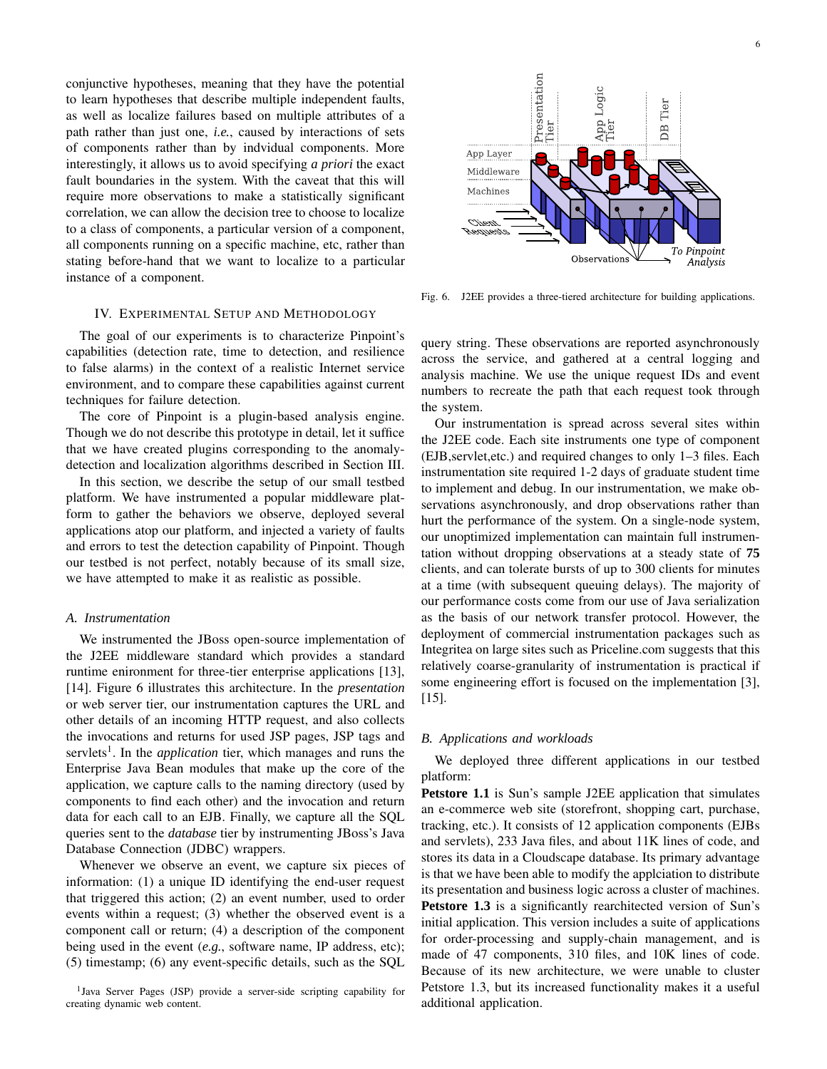conjunctive hypotheses, meaning that they have the potential to learn hypotheses that describe multiple independent faults, as well as localize failures based on multiple attributes of a path rather than just one, *i.e.*, caused by interactions of sets of components rather than by indvidual components. More interestingly, it allows us to avoid specifying *a priori* the exact fault boundaries in the system. With the caveat that this will require more observations to make a statistically significant correlation, we can allow the decision tree to choose to localize to a class of components, a particular version of a component, all components running on a specific machine, etc, rather than stating before-hand that we want to localize to a particular instance of a component.

## IV. Experimental Setup and Methodology

The goal of our experiments is to characterize Pinpoint's capabilities (detection rate, time to detection, and resilience to false alarms) in the context of a realistic Internet service environment, and to compare these capabilities against current techniques for failure detection.

The core of Pinpoint is a plugin-based analysis engine. Though we do not describe this prototype in detail, let it suffice that we have created plugins corresponding to the anomaly-detection and localization algorithms described in Section III.

In this section, we describe the setup of our small testbed platform. We have instrumented a popular middleware platform to gather the behaviors we observe, deployed several applications atop our platform, and injected a variety of faults and errors to test the detection capability of Pinpoint. Though our testbed is not perfect, notably because of its small size, we have attempted to make it as realistic as possible.

### A. Instrumentation

We instrumented the JBoss open-source implementation of the J2EE middleware standard which provides a standard runtime enironment for three-tier enterprise applications [13], [14]. Figure 6 illustrates this architecture. In the *presentation* or web server tier, our instrumentation captures the URL and other details of an incoming HTTP request, and also collects the invocations and returns for used JSP pages, JSP tags and servlets[1]. In the *application* tier, which manages and runs the Enterprise Java Bean modules that make up the core of the application, we capture calls to the naming directory (used by components to find each other) and the invocation and return data for each call to an EJB. Finally, we capture all the SQL queries sent to the *database* tier by instrumenting JBoss's Java Database Connection (JDBC) wrappers.

Whenever we observe an event, we capture six pieces of information: (1) a unique ID identifying the end-user request that triggered this action; (2) an event number, used to order events within a request; (3) whether the observed event is a component call or return; (4) a description of the component being used in the event (*e.g.*, software name, IP address, etc); (5) timestamp; (6) any event-specific details, such as the SQL query string. These observations are reported asynchronously across the service, and gathered at a central logging and analysis machine. We use the unique request IDs and event numbers to recreate the path that each request took through the system.

[1]Java Server Pages (JSP) provide a server-side scripting capability for creating dynamic web content.

Presentation Tier
App Logic Tier
DB Tier
App Layer
Middleware
Machines
Client Requests
Observations
To Pinpoint Analysis

Fig. 6. J2EE provides a three-tiered architecture for building applications.

Our instrumentation is spread across several sites within the J2EE code. Each site instruments one type of component (EJB,servlet,etc.) and required changes to only 1–3 files. Each instrumentation site required 1-2 days of graduate student time to implement and debug. In our instrumentation, we make observations asynchronously, and drop observations rather than hurt the performance of the system. On a single-node system, our unoptimized implementation can maintain full instrumentation without dropping observations at a steady state of **75** clients, and can tolerate bursts of up to 300 clients for minutes at a time (with subsequent queuing delays). The majority of our performance costs come from our use of Java serialization as the basis of our network transfer protocol. However, the deployment of commercial instrumentation packages such as Integritea on large sites such as Priceline.com suggests that this relatively coarse-granularity of instrumentation is practical if some engineering effort is focused on the implementation [3], [15].

### B. Applications and workloads

We deployed three different applications in our testbed platform:

**Petstore 1.1** is Sun's sample J2EE application that simulates an e-commerce web site (storefront, shopping cart, purchase, tracking, etc.). It consists of 12 application components (EJBs and servlets), 233 Java files, and about 11K lines of code, and stores its data in a Cloudscape database. Its primary advantage is that we have been able to modify the applciation to distribute its presentation and business logic across a cluster of machines.

**Petstore 1.3** is a significantly rearchitected version of Sun's initial application. This version includes a suite of applications for order-processing and supply-chain management, and is made of 47 components, 310 files, and 10K lines of code. Because of its new architecture, we were unable to cluster Petstore 1.3, but its increased functionality makes it a useful additional application.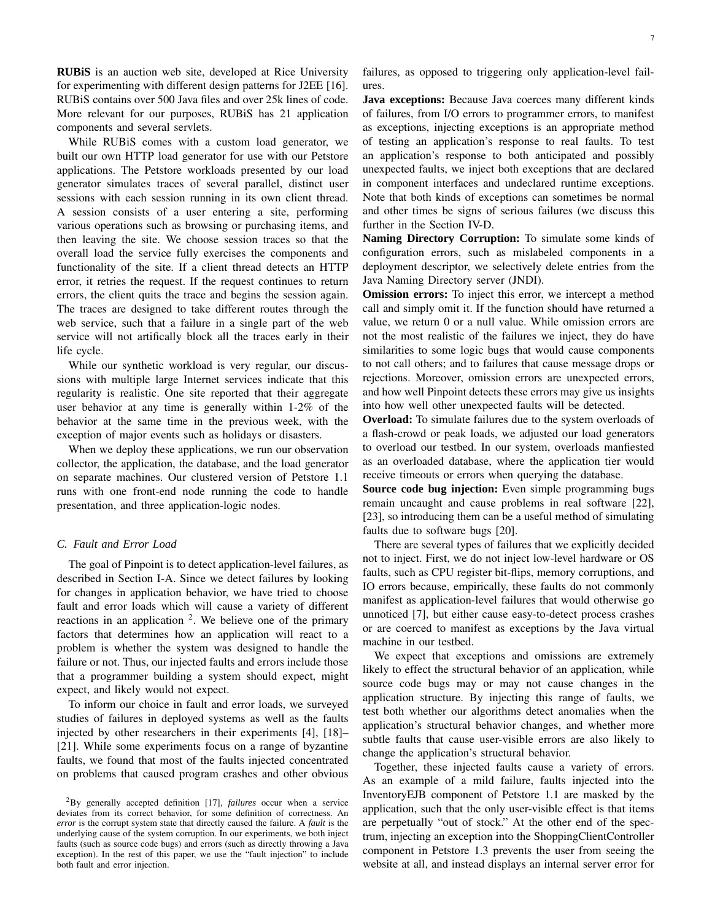**RUBiS** is an auction web site, developed at Rice University for experimenting with different design patterns for J2EE [16]. RUBiS contains over 500 Java files and over 25k lines of code. More relevant for our purposes, RUBiS has 21 application components and several servlets.

While RUBiS comes with a custom load generator, we built our own HTTP load generator for use with our Petstore applications. The Petstore workloads presented by our load generator simulates traces of several parallel, distinct user sessions with each session running in its own client thread. A session consists of a user entering a site, performing various operations such as browsing or purchasing items, and then leaving the site. We choose session traces so that the overall load the service fully exercises the components and functionality of the site. If a client thread detects an HTTP error, it retries the request. If the request continues to return errors, the client quits the trace and begins the session again. The traces are designed to take different routes through the web service, such that a failure in a single part of the web service will not artifically block all the traces early in their life cycle.

While our synthetic workload is very regular, our discussions with multiple large Internet services indicate that this regularity is realistic. One site reported that their aggregate user behavior at any time is generally within 1-2% of the behavior at the same time in the previous week, with the exception of major events such as holidays or disasters.

When we deploy these applications, we run our observation collector, the application, the database, and the load generator on separate machines. Our clustered version of Petstore 1.1 runs with one front-end node running the code to handle presentation, and three application-logic nodes.

### C. Fault and Error Load

The goal of Pinpoint is to detect application-level failures, as described in Section I-A. Since we detect failures by looking for changes in application behavior, we have tried to choose fault and error loads which will cause a variety of different reactions in an application [2]. We believe one of the primary factors that determines how an application will react to a problem is whether the system was designed to handle the failure or not. Thus, our injected faults and errors include those that a programmer building a system should expect, might expect, and likely would not expect.

To inform our choice in fault and error loads, we surveyed studies of failures in deployed systems as well as the faults injected by other researchers in their experiments [4], [18]–[21]. While some experiments focus on a range of byzantine faults, we found that most of the faults injected concentrated on problems that caused program crashes and other obvious failures, as opposed to triggering only application-level failures.

**Java exceptions:** Because Java coerces many different kinds of failures, from I/O errors to programmer errors, to manifest as exceptions, injecting exceptions is an appropriate method of testing an application's response to real faults. To test an application's response to both anticipated and possibly unexpected faults, we inject both exceptions that are declared in component interfaces and undeclared runtime exceptions. Note that both kinds of exceptions can sometimes be normal and other times be signs of serious failures (we discuss this further in the Section IV-D.

**Naming Directory Corruption:** To simulate some kinds of configuration errors, such as mislabeled components in a deployment descriptor, we selectively delete entries from the Java Naming Directory server (JNDI).

**Omission errors:** To inject this error, we intercept a method call and simply omit it. If the function should have returned a value, we return 0 or a null value. While omission errors are not the most realistic of the failures we inject, they do have similarities to some logic bugs that would cause components to not call others; and to failures that cause message drops or rejections. Moreover, omission errors are unexpected errors, and how well Pinpoint detects these errors may give us insights into how well other unexpected faults will be detected.

**Overload:** To simulate failures due to the system overloads of a flash-crowd or peak loads, we adjusted our load generators to overload our testbed. In our system, overloads manfiested as an overloaded database, where the application tier would receive timeouts or errors when querying the database.

**Source code bug injection:** Even simple programming bugs remain uncaught and cause problems in real software [22], [23], so introducing them can be a useful method of simulating faults due to software bugs [20].

There are several types of failures that we explicitly decided not to inject. First, we do not inject low-level hardware or OS faults, such as CPU register bit-flips, memory corruptions, and IO errors because, empirically, these faults do not commonly manifest as application-level failures that would otherwise go unnoticed [7], but either cause easy-to-detect process crashes or are coerced to manifest as exceptions by the Java virtual machine in our testbed.

We expect that exceptions and omissions are extremely likely to effect the structural behavior of an application, while source code bugs may or may not cause changes in the application structure. By injecting this range of faults, we test both whether our algorithms detect anomalies when the application's structural behavior changes, and whether more subtle faults that cause user-visible errors are also likely to change the application's structural behavior.

Together, these injected faults cause a variety of errors. As an example of a mild failure, faults injected into the InventoryEJB component of Petstore 1.1 are masked by the application, such that the only user-visible effect is that items are perpetually "out of stock." At the other end of the spectrum, injecting an exception into the ShoppingClientController component in Petstore 1.3 prevents the user from seeing the website at all, and instead displays an internal server error for

[2] By generally accepted definition [17], *failures* occur when a service deviates from its correct behavior, for some definition of correctness. An *error* is the corrupt system state that directly caused the failure. A *fault* is the underlying cause of the system corruption. In our experiments, we both inject faults (such as source code bugs) and errors (such as directly throwing a Java exception). In the rest of this paper, we use the "fault injection" to include both fault and error injection.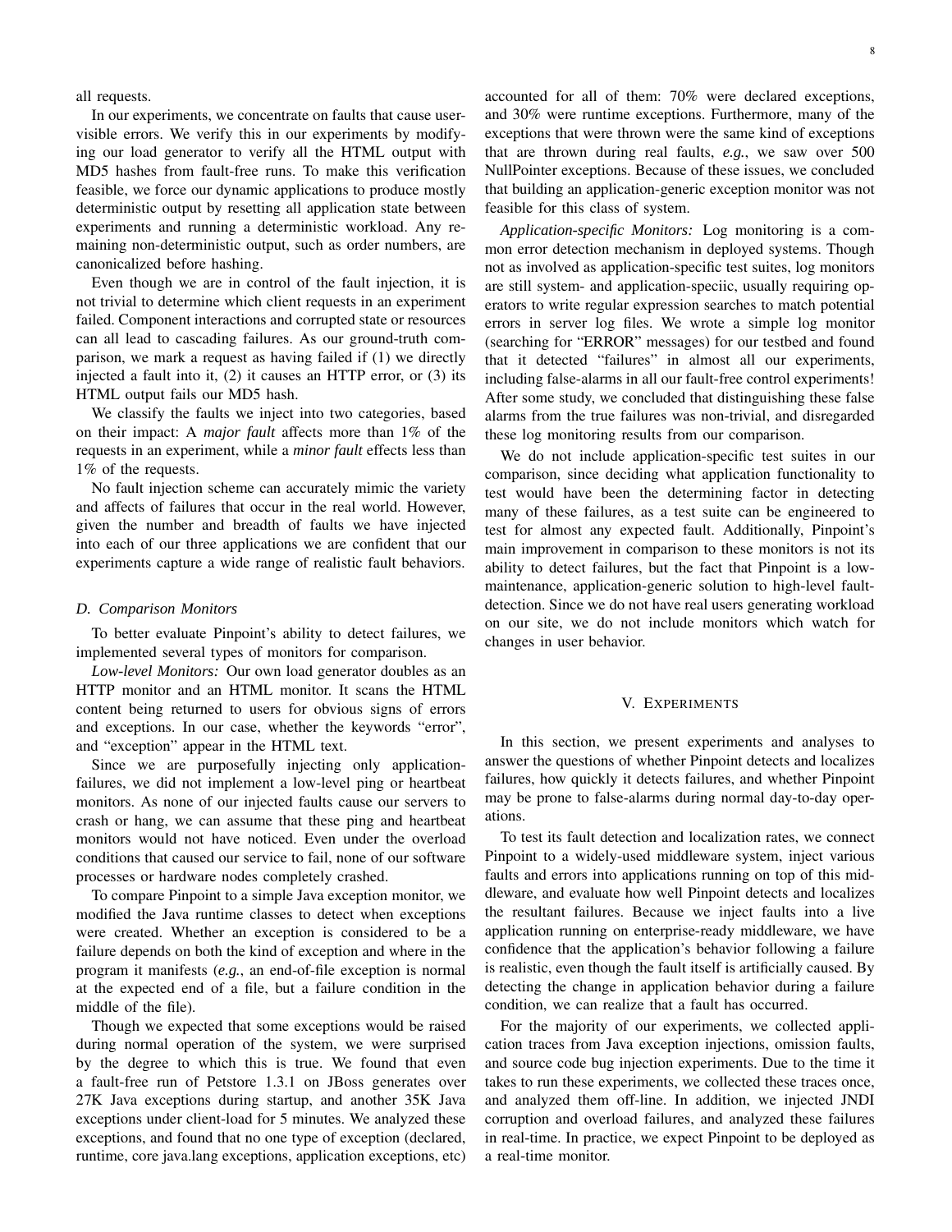all requests.

In our experiments, we concentrate on faults that cause user-visible errors. We verify this in our experiments by modifying our load generator to verify all the HTML output with MD5 hashes from fault-free runs. To make this verification feasible, we force our dynamic applications to produce mostly deterministic output by resetting all application state between experiments and running a deterministic workload. Any remaining non-deterministic output, such as order numbers, are canonicalized before hashing.

Even though we are in control of the fault injection, it is not trivial to determine which client requests in an experiment failed. Component interactions and corrupted state or resources can all lead to cascading failures. As our ground-truth comparison, we mark a request as having failed if (1) we directly injected a fault into it, (2) it causes an HTTP error, or (3) its HTML output fails our MD5 hash.

We classify the faults we inject into two categories, based on their impact: A *major fault* affects more than 1% of the requests in an experiment, while a *minor fault* effects less than 1% of the requests.

No fault injection scheme can accurately mimic the variety and affects of failures that occur in the real world. However, given the number and breadth of faults we have injected into each of our three applications we are confident that our experiments capture a wide range of realistic fault behaviors.

### D. Comparison Monitors

To better evaluate Pinpoint's ability to detect failures, we implemented several types of monitors for comparison.

*Low-level Monitors:* Our own load generator doubles as an HTTP monitor and an HTML monitor. It scans the HTML content being returned to users for obvious signs of errors and exceptions. In our case, whether the keywords "error", and "exception" appear in the HTML text.

Since we are purposefully injecting only application-failures, we did not implement a low-level ping or heartbeat monitors. As none of our injected faults cause our servers to crash or hang, we can assume that these ping and heartbeat monitors would not have noticed. Even under the overload conditions that caused our service to fail, none of our software processes or hardware nodes completely crashed.

To compare Pinpoint to a simple Java exception monitor, we modified the Java runtime classes to detect when exceptions were created. Whether an exception is considered to be a failure depends on both the kind of exception and where in the program it manifests (*e.g.*, an end-of-file exception is normal at the expected end of a file, but a failure condition in the middle of the file).

Though we expected that some exceptions would be raised during normal operation of the system, we were surprised by the degree to which this is true. We found that even a fault-free run of Petstore 1.3.1 on JBoss generates over 27K Java exceptions during startup, and another 35K Java exceptions under client-load for 5 minutes. We analyzed these exceptions, and found that no one type of exception (declared, runtime, core java.lang exceptions, application exceptions, etc) accounted for all of them: 70% were declared exceptions, and 30% were runtime exceptions. Furthermore, many of the exceptions that were thrown were the same kind of exceptions that are thrown during real faults, *e.g.*, we saw over 500 NullPointer exceptions. Because of these issues, we concluded that building an application-generic exception monitor was not feasible for this class of system.

*Application-specific Monitors:* Log monitoring is a common error detection mechanism in deployed systems. Though not as involved as application-specific test suites, log monitors are still system- and application-speciic, usually requiring operators to write regular expression searches to match potential errors in server log files. We wrote a simple log monitor (searching for "ERROR" messages) for our testbed and found that it detected "failures" in almost all our experiments, including false-alarms in all our fault-free control experiments! After some study, we concluded that distinguishing these false alarms from the true failures was non-trivial, and disregarded these log monitoring results from our comparison.

We do not include application-specific test suites in our comparison, since deciding what application functionality to test would have been the determining factor in detecting many of these failures, as a test suite can be engineered to test for almost any expected fault. Additionally, Pinpoint's main improvement in comparison to these monitors is not its ability to detect failures, but the fact that Pinpoint is a low-maintenance, application-generic solution to high-level fault-detection. Since we do not have real users generating workload on our site, we do not include monitors which watch for changes in user behavior.

## V. Experiments

In this section, we present experiments and analyses to answer the questions of whether Pinpoint detects and localizes failures, how quickly it detects failures, and whether Pinpoint may be prone to false-alarms during normal day-to-day operations.

To test its fault detection and localization rates, we connect Pinpoint to a widely-used middleware system, inject various faults and errors into applications running on top of this middleware, and evaluate how well Pinpoint detects and localizes the resultant failures. Because we inject faults into a live application running on enterprise-ready middleware, we have confidence that the application's behavior following a failure is realistic, even though the fault itself is artificially caused. By detecting the change in application behavior during a failure condition, we can realize that a fault has occurred.

For the majority of our experiments, we collected application traces from Java exception injections, omission faults, and source code bug injection experiments. Due to the time it takes to run these experiments, we collected these traces once, and analyzed them off-line. In addition, we injected JNDI corruption and overload failures, and analyzed these failures in real-time. In practice, we expect Pinpoint to be deployed as a real-time monitor.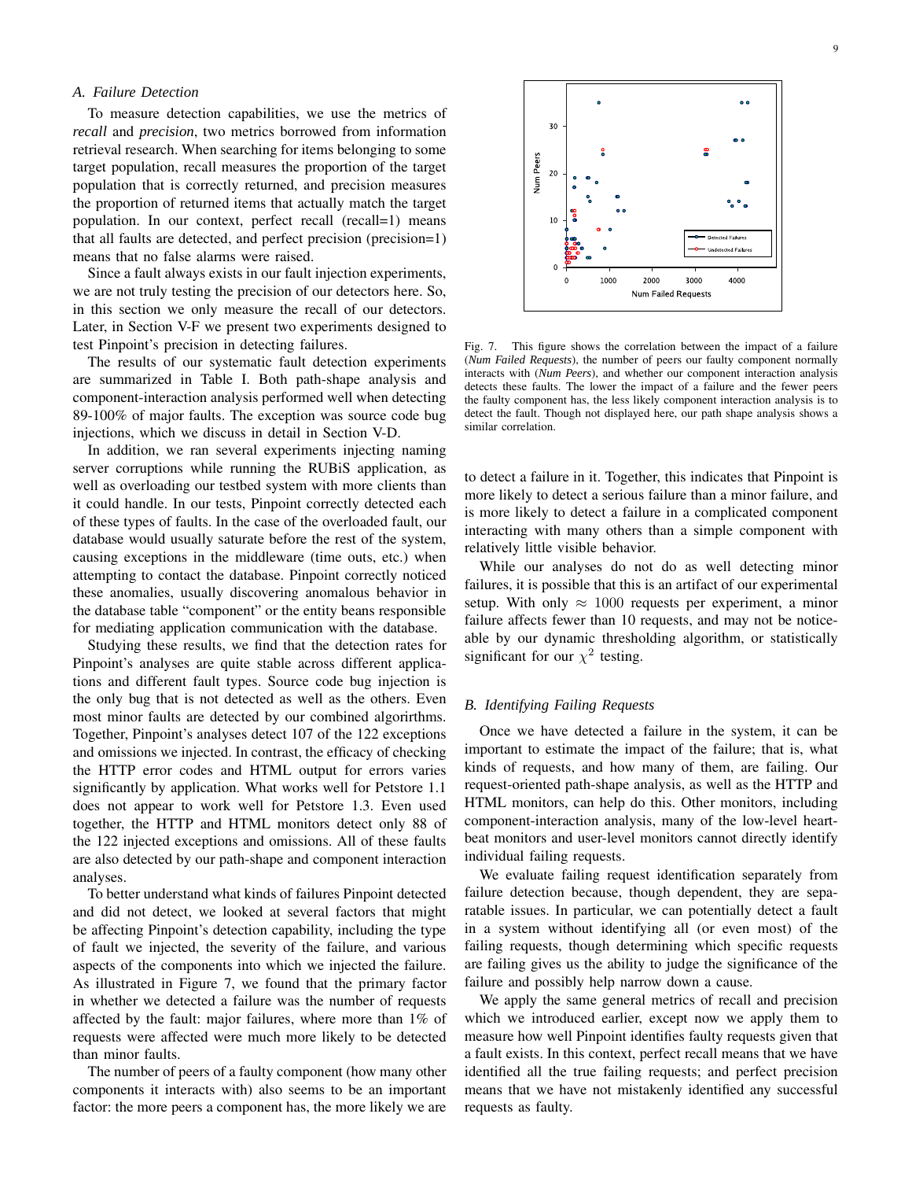### A. Failure Detection

To measure detection capabilities, we use the metrics of *recall* and *precision*, two metrics borrowed from information retrieval research. When searching for items belonging to some target population, recall measures the proportion of the target population that is correctly returned, and precision measures the proportion of returned items that actually match the target population. In our context, perfect recall (recall=1) means that all faults are detected, and perfect precision (precision=1) means that no false alarms were raised.

Since a fault always exists in our fault injection experiments, we are not truly testing the precision of our detectors here. So, in this section we only measure the recall of our detectors. Later, in Section V-F we present two experiments designed to test Pinpoint's precision in detecting failures.

The results of our systematic fault detection experiments are summarized in Table I. Both path-shape analysis and component-interaction analysis performed well when detecting 89-100% of major faults. The exception was source code bug injections, which we discuss in detail in Section V-D.

In addition, we ran several experiments injecting naming server corruptions while running the RUBiS application, as well as overloading our testbed system with more clients than it could handle. In our tests, Pinpoint correctly detected each of these types of faults. In the case of the overloaded fault, our database would usually saturate before the rest of the system, causing exceptions in the middleware (time outs, etc.) when attempting to contact the database. Pinpoint correctly noticed these anomalies, usually discovering anomalous behavior in the database table "component" or the entity beans responsible for mediating application communication with the database.

Studying these results, we find that the detection rates for Pinpoint's analyses are quite stable across different applications and different fault types. Source code bug injection is the only bug that is not detected as well as the others. Even most minor faults are detected by our combined algorirthms. Together, Pinpoint's analyses detect 107 of the 122 exceptions and omissions we injected. In contrast, the efficacy of checking the HTTP error codes and HTML output for errors varies significantly by application. What works well for Petstore 1.1 does not appear to work well for Petstore 1.3. Even used together, the HTTP and HTML monitors detect only 88 of the 122 injected exceptions and omissions. All of these faults are also detected by our path-shape and component interaction analyses.

To better understand what kinds of failures Pinpoint detected and did not detect, we looked at several factors that might be affecting Pinpoint's detection capability, including the type of fault we injected, the severity of the failure, and various aspects of the components into which we injected the failure. As illustrated in Figure 7, we found that the primary factor in whether we detected a failure was the number of requests affected by the fault: major failures, where more than 1% of requests were affected were much more likely to be detected than minor faults.

The number of peers of a faulty component (how many other components it interacts with) also seems to be an important factor: the more peers a component has, the more likely we are to detect a failure in it. Together, this indicates that Pinpoint is more likely to detect a serious failure than a minor failure, and is more likely to detect a failure in a complicated component interacting with many others than a simple component with relatively little visible behavior.

Fig. 7. This figure shows the correlation between the impact of a failure (*Num Failed Requests*), the number of peers our faulty component normally interacts with (*Num Peers*), and whether our component interaction analysis detects these faults. The lower the impact of a failure and the fewer peers the faulty component has, the less likely component interaction analysis is to detect the fault. Though not displayed here, our path shape analysis shows a similar correlation.

While our analyses do not do as well detecting minor failures, it is possible that this is an artifact of our experimental setup. With only $\approx 1000$ requests per experiment, a minor failure affects fewer than 10 requests, and may not be noticeable by our dynamic thresholding algorithm, or statistically significant for our $\chi^2$ testing.

### B. Identifying Failing Requests

Once we have detected a failure in the system, it can be important to estimate the impact of the failure; that is, what kinds of requests, and how many of them, are failing. Our request-oriented path-shape analysis, as well as the HTTP and HTML monitors, can help do this. Other monitors, including component-interaction analysis, many of the low-level heartbeat monitors and user-level monitors cannot directly identify individual failing requests.

We evaluate failing request identification separately from failure detection because, though dependent, they are separatable issues. In particular, we can potentially detect a fault in a system without identifying all (or even most) of the failing requests, though determining which specific requests are failing gives us the ability to judge the significance of the failure and possibly help narrow down a cause.

We apply the same general metrics of recall and precision which we introduced earlier, except now we apply them to measure how well Pinpoint identifies faulty requests given that a fault exists. In this context, perfect recall means that we have identified all the true failing requests; and perfect precision means that we have not mistakenly identified any successful requests as faulty.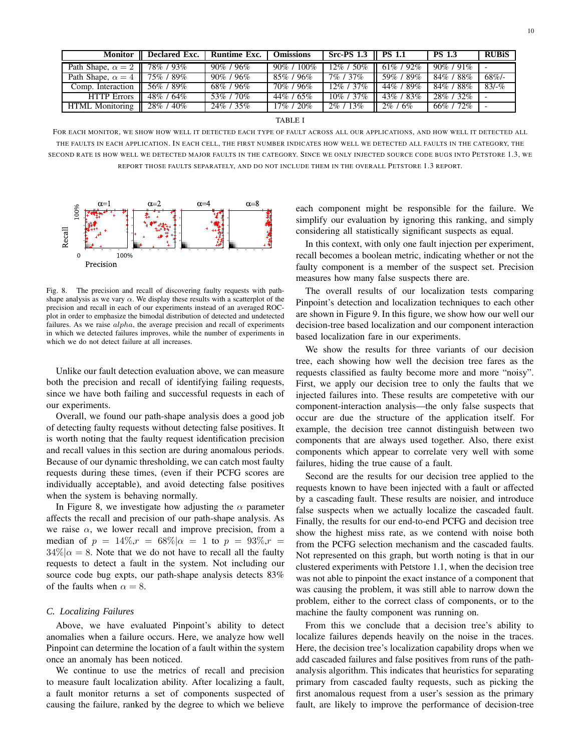| Monitor | Declared Exc. | Runtime Exc. | Omissions | Src-PS 1.3 | PS 1.1 | PS 1.3 | RUBiS |
|---|---|---|---|---|---|---|---|
| Path Shape, $\alpha = 2$ | 78% / 93% | 90% / 96% | 90% / 100% | 12% / 50% | 61% / 92% | 90% / 91% | - |
| Path Shape, $\alpha = 4$ | 75% / 89% | 90% / 96% | 85% / 96% | 7% / 37% | 59% / 89% | 84% / 88% | 68%/- |
| Comp. Interaction | 56% / 89% | 68% / 96% | 70% / 96% | 12% / 37% | 44% / 89% | 84% / 88% | 83/-% |
| HTTP Errors | 48% / 64% | 53% / 70% | 44% / 65% | 10% / 37% | 43% / 83% | 28% / 32% | - |
| HTML Monitoring | 28% / 40% | 24% / 35% | 17% / 20% | 2% / 13% | 2% / 6% | 66% / 72% | - |

TABLE I

FOR EACH MONITOR, WE SHOW HOW WELL IT DETECTED EACH TYPE OF FAULT ACROSS ALL OUR APPLICATIONS, AND HOW WELL IT DETECTED ALL THE FAULTS IN EACH APPLICATION. IN EACH CELL, THE FIRST NUMBER INDICATES HOW WELL WE DETECTED ALL FAULTS IN THE CATEGORY, THE SECOND RATE IS HOW WELL WE DETECTED MAJOR FAULTS IN THE CATEGORY. SINCE WE ONLY INJECTED SOURCE CODE BUGS INTO PETSTORE 1.3, WE REPORT THOSE FAULTS SEPARATELY, AND DO NOT INCLUDE THEM IN THE OVERALL PETSTORE 1.3 REPORT.

α=1 α=2 α=4 α=8

100%

Recall

0 100%

Precision

Fig. 8. The precision and recall of discovering faulty requests with path-shape analysis as we vary $\alpha$. We display these results with a scatterplot of the precision and recall in each of our experiments instead of an averaged ROC-plot in order to emphasize the bimodal distribution of detected and undetected failures. As we raise $alpha$, the average precision and recall of experiments in which we detected failures improves, while the number of experiments in which we do not detect failure at all increases.

Unlike our fault detection evaluation above, we can measure both the precision and recall of identifying failing requests, since we have both failing and successful requests in each of our experiments.

Overall, we found our path-shape analysis does a good job of detecting faulty requests without detecting false positives. It is worth noting that the faulty request identification precision and recall values in this section are during anomalous periods. Because of our dynamic thresholding, we can catch most faulty requests during these times, (even if their PCFG scores are individually acceptable), and avoid detecting false positives when the system is behaving normally.

In Figure 8, we investigate how adjusting the $\alpha$ parameter affects the recall and precision of our path-shape analysis. As we raise $\alpha$, we lower recall and improve precision, from a median of $p = 14\%, r = 68\% | \alpha = 1$ to $p = 93\%, r = 34\% | \alpha = 8$. Note that we do not have to recall all the faulty requests to detect a fault in the system. Not including our source code bug expts, our path-shape analysis detects 83% of the faults when $\alpha = 8$.

### C. Localizing Failures

Above, we have evaluated Pinpoint's ability to detect anomalies when a failure occurs. Here, we analyze how well Pinpoint can determine the location of a fault within the system once an anomaly has been noticed.

We continue to use the metrics of recall and precision to measure fault localization ability. After localizing a fault, a fault monitor returns a set of components suspected of causing the failure, ranked by the degree to which we believe each component might be responsible for the failure. We simplify our evaluation by ignoring this ranking, and simply considering all statistically significant suspects as equal.

In this context, with only one fault injection per experiment, recall becomes a boolean metric, indicating whether or not the faulty component is a member of the suspect set. Precision measures how many false suspects there are.

The overall results of our localization tests comparing Pinpoint's detection and localization techniques to each other are shown in Figure 9. In this figure, we show how our well our decision-tree based localization and our component interaction based localization fare in our experiments.

We show the results for three variants of our decision tree, each showing how well the decision tree fares as the requests classified as faulty become more and more "noisy". First, we apply our decision tree to only the faults that we injected failures into. These results are competetive with our component-interaction analysis—the only false suspects that occur are due the structure of the application itself. For example, the decision tree cannot distinguish between two components that are always used together. Also, there exist components which appear to correlate very well with some failures, hiding the true cause of a fault.

Second are the results for our decision tree applied to the requests known to have been injected with a fault or affected by a cascading fault. These results are noisier, and introduce false suspects when we actually localize the cascaded fault. Finally, the results for our end-to-end PCFG and decision tree show the highest miss rate, as we contend with noise both from the PCFG selection mechanism and the cascaded faults. Not represented on this graph, but worth noting is that in our clustered experiments with Petstore 1.1, when the decision tree was not able to pinpoint the exact instance of a component that was causing the problem, it was still able to narrow down the problem, either to the correct class of components, or to the machine the faulty component was running on.

From this we conclude that a decision tree's ability to localize failures depends heavily on the noise in the traces. Here, the decision tree's localization capability drops when we add cascaded failures and false positives from runs of the path-analysis algorithm. This indicates that heuristics for separating primary from cascaded faulty requests, such as picking the first anomalous request from a user's session as the primary fault, are likely to improve the performance of decision-tree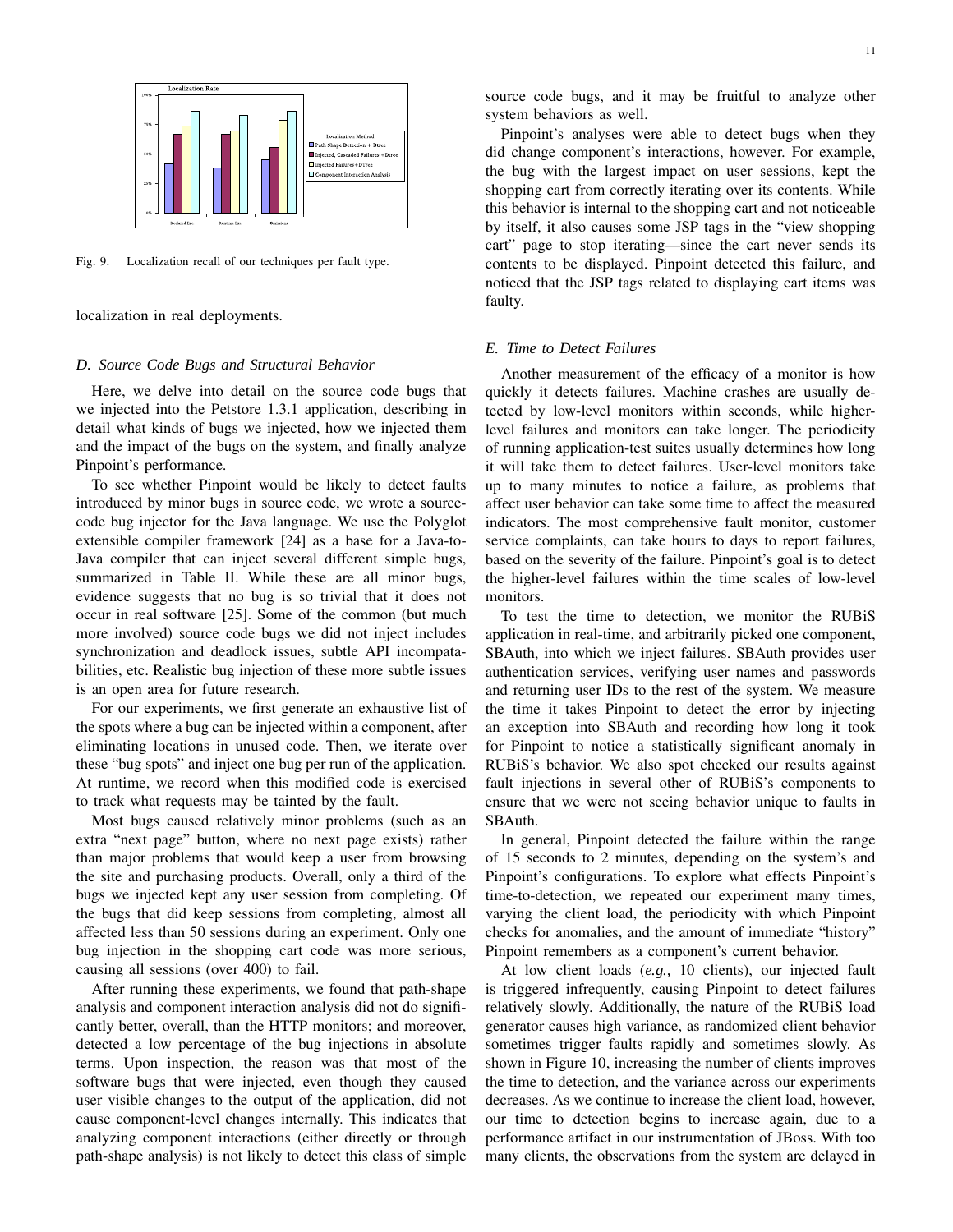Localization Rate

100%

75%

50%

25%

0%

Declared Exc Runtime Exc. Omissions

Localization Method
Path Shape Detection + Dtree
Injected, Cascaded Failures + Dtree
Injected Failures + DTree
Component Interaction Analysis

Fig. 9. Localization recall of our techniques per fault type.

localization in real deployments.

### D. Source Code Bugs and Structural Behavior

Here, we delve into detail on the source code bugs that we injected into the Petstore 1.3.1 application, describing in detail what kinds of bugs we injected, how we injected them and the impact of the bugs on the system, and finally analyze Pinpoint's performance.

To see whether Pinpoint would be likely to detect faults introduced by minor bugs in source code, we wrote a source-code bug injector for the Java language. We use the Polyglot extensible compiler framework [24] as a base for a Java-to-Java compiler that can inject several different simple bugs, summarized in Table II. While these are all minor bugs, evidence suggests that no bug is so trivial that it does not occur in real software [25]. Some of the common (but much more involved) source code bugs we did not inject includes synchronization and deadlock issues, subtle API incompatabilities, etc. Realistic bug injection of these more subtle issues is an open area for future research.

For our experiments, we first generate an exhaustive list of the spots where a bug can be injected within a component, after eliminating locations in unused code. Then, we iterate over these "bug spots" and inject one bug per run of the application. At runtime, we record when this modified code is exercised to track what requests may be tainted by the fault.

Most bugs caused relatively minor problems (such as an extra "next page" button, where no next page exists) rather than major problems that would keep a user from browsing the site and purchasing products. Overall, only a third of the bugs we injected kept any user session from completing. Of the bugs that did keep sessions from completing, almost all affected less than 50 sessions during an experiment. Only one bug injection in the shopping cart code was more serious, causing all sessions (over 400) to fail.

After running these experiments, we found that path-shape analysis and component interaction analysis did not do significantly better, overall, than the HTTP monitors; and moreover, detected a low percentage of the bug injections in absolute terms. Upon inspection, the reason was that most of the software bugs that were injected, even though they caused user visible changes to the output of the application, did not cause component-level changes internally. This indicates that analyzing component interactions (either directly or through path-shape analysis) is not likely to detect this class of simple source code bugs, and it may be fruitful to analyze other system behaviors as well.

Pinpoint's analyses were able to detect bugs when they did change component's interactions, however. For example, the bug with the largest impact on user sessions, kept the shopping cart from correctly iterating over its contents. While this behavior is internal to the shopping cart and not noticeable by itself, it also causes some JSP tags in the "view shopping cart" page to stop iterating—since the cart never sends its contents to be displayed. Pinpoint detected this failure, and noticed that the JSP tags related to displaying cart items was faulty.

### E. Time to Detect Failures

Another measurement of the efficacy of a monitor is how quickly it detects failures. Machine crashes are usually detected by low-level monitors within seconds, while higher-level failures and monitors can take longer. The periodicity of running application-test suites usually determines how long it will take them to detect failures. User-level monitors take up to many minutes to notice a failure, as problems that affect user behavior can take some time to affect the measured indicators. The most comprehensive fault monitor, customer service complaints, can take hours to days to report failures, based on the severity of the failure. Pinpoint's goal is to detect the higher-level failures within the time scales of low-level monitors.

To test the time to detection, we monitor the RUBiS application in real-time, and arbitrarily picked one component, SBAuth, into which we inject failures. SBAuth provides user authentication services, verifying user names and passwords and returning user IDs to the rest of the system. We measure the time it takes Pinpoint to detect the error by injecting an exception into SBAuth and recording how long it took for Pinpoint to notice a statistically significant anomaly in RUBiS's behavior. We also spot checked our results against fault injections in several other of RUBiS's components to ensure that we were not seeing behavior unique to faults in SBAuth.

In general, Pinpoint detected the failure within the range of 15 seconds to 2 minutes, depending on the system's and Pinpoint's configurations. To explore what effects Pinpoint's time-to-detection, we repeated our experiment many times, varying the client load, the periodicity with which Pinpoint checks for anomalies, and the amount of immediate "history" Pinpoint remembers as a component's current behavior.

At low client loads (*e.g.,* 10 clients), our injected fault is triggered infrequently, causing Pinpoint to detect failures relatively slowly. Additionally, the nature of the RUBiS load generator causes high variance, as randomized client behavior sometimes trigger faults rapidly and sometimes slowly. As shown in Figure 10, increasing the number of clients improves the time to detection, and the variance across our experiments decreases. As we continue to increase the client load, however, our time to detection begins to increase again, due to a performance artifact in our instrumentation of JBoss. With too many clients, the observations from the system are delayed in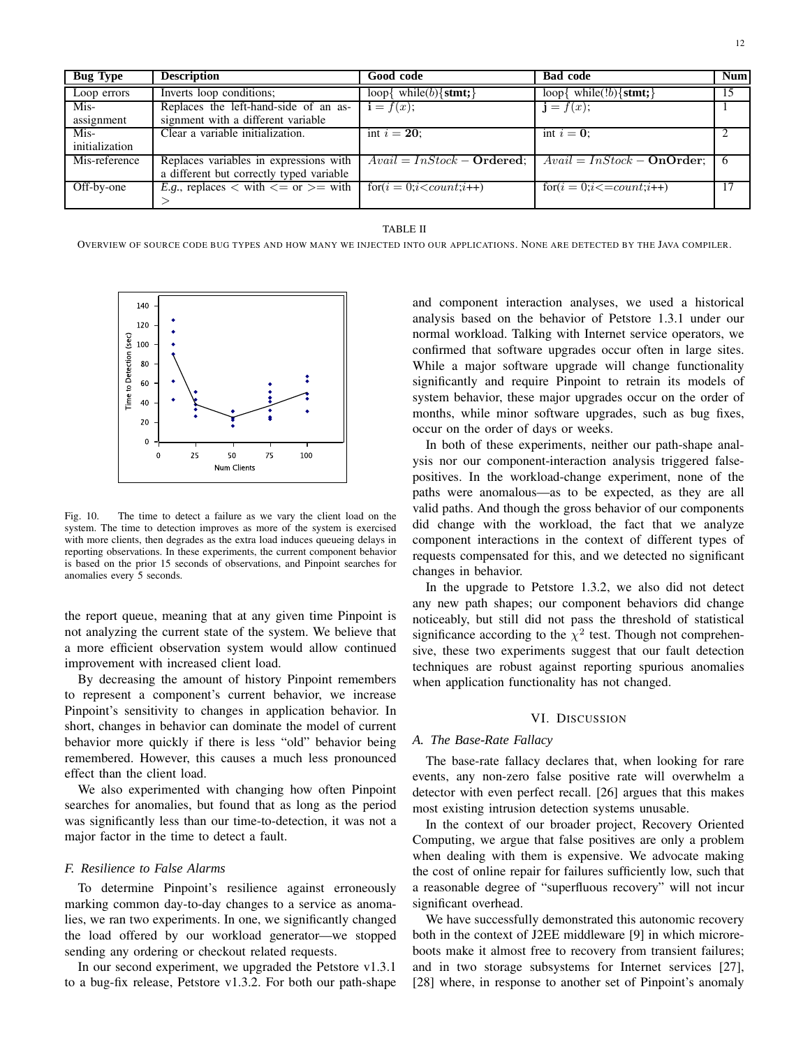| Bug Type | Description | Good code | Bad code | Num |
| --- | --- | --- | --- | --- |
| Loop errors | Inverts loop conditions; | loop{ while($b$){**stmt;**} | loop{ while($!b$){**stmt;**} | 15 |
| Mis-assignment | Replaces the left-hand-side of an assignment with a different variable | $\mathbf{i} = f(x)$; | $\mathbf{j} = f(x)$; | 1 |
| Mis-initialization | Clear a variable initialization. | int $i = \mathbf{20}$; | int $i = \mathbf{0}$; | 2 |
| Mis-reference | Replaces variables in expressions with a different but correctly typed variable | $Avail = InStock - \mathbf{Ordered}$; | $Avail = InStock - \mathbf{OnOrder}$; | 6 |
| Off-by-one | *E.g.*, replaces $<$ with $<=$ or $>=$ with $>$ | for($i = 0$;$i < count$;$i$++) | for($i = 0$;$i <= count$;$i$++) | 17 |

TABLE II

OVERVIEW OF SOURCE CODE BUG TYPES AND HOW MANY WE INJECTED INTO OUR APPLICATIONS. NONE ARE DETECTED BY THE JAVA COMPILER.

Time to Detection (sec)

140
120
100
80
60
40
20
0

0 25 50 75 100

Num Clients

Fig. 10. The time to detect a failure as we vary the client load on the system. The time to detection improves as more of the system is exercised with more clients, then degrades as the extra load induces queueing delays in reporting observations. In these experiments, the current component behavior is based on the prior 15 seconds of observations, and Pinpoint searches for anomalies every 5 seconds.

the report queue, meaning that at any given time Pinpoint is not analyzing the current state of the system. We believe that a more efficient observation system would allow continued improvement with increased client load.

By decreasing the amount of history Pinpoint remembers to represent a component's current behavior, we increase Pinpoint's sensitivity to changes in application behavior. In short, changes in behavior can dominate the model of current behavior more quickly if there is less "old" behavior being remembered. However, this causes a much less pronounced effect than the client load.

We also experimented with changing how often Pinpoint searches for anomalies, but found that as long as the period was significantly less than our time-to-detection, it was not a major factor in the time to detect a fault.

### *F. Resilience to False Alarms*

To determine Pinpoint's resilience against erroneously marking common day-to-day changes to a service as anomalies, we ran two experiments. In one, we significantly changed the load offered by our workload generator—we stopped sending any ordering or checkout related requests.

In our second experiment, we upgraded the Petstore v1.3.1 to a bug-fix release, Petstore v1.3.2. For both our path-shape and component interaction analyses, we used a historical analysis based on the behavior of Petstore 1.3.1 under our normal workload. Talking with Internet service operators, we confirmed that software upgrades occur often in large sites. While a major software upgrade will change functionality significantly and require Pinpoint to retrain its models of system behavior, these major upgrades occur on the order of months, while minor software upgrades, such as bug fixes, occur on the order of days or weeks.

In both of these experiments, neither our path-shape analysis nor our component-interaction analysis triggered false-positives. In the workload-change experiment, none of the paths were anomalous—as to be expected, as they are all valid paths. And though the gross behavior of our components did change with the workload, the fact that we analyze component interactions in the context of different types of requests compensated for this, and we detected no significant changes in behavior.

In the upgrade to Petstore 1.3.2, we also did not detect any new path shapes; our component behaviors did change noticeably, but still did not pass the threshold of statistical significance according to the $\chi^2$ test. Though not comprehensive, these two experiments suggest that our fault detection techniques are robust against reporting spurious anomalies when application functionality has not changed.

## VI. DISCUSSION

### *A. The Base-Rate Fallacy*

The base-rate fallacy declares that, when looking for rare events, any non-zero false positive rate will overwhelm a detector with even perfect recall. [26] argues that this makes most existing intrusion detection systems unusable.

In the context of our broader project, Recovery Oriented Computing, we argue that false positives are only a problem when dealing with them is expensive. We advocate making the cost of online repair for failures sufficiently low, such that a reasonable degree of "superfluous recovery" will not incur significant overhead.

We have successfully demonstrated this autonomic recovery both in the context of J2EE middleware [9] in which microreboots make it almost free to recovery from transient failures; and in two storage subsystems for Internet services [27], [28] where, in response to another set of Pinpoint's anomaly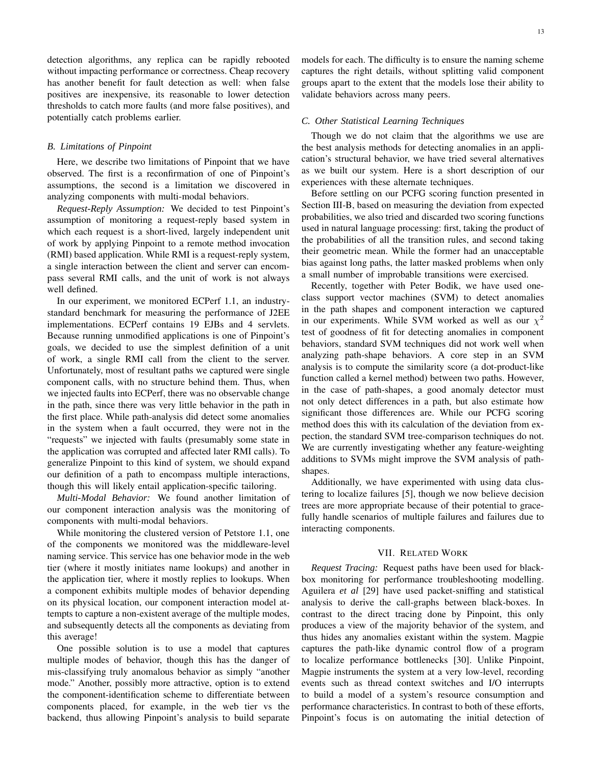detection algorithms, any replica can be rapidly rebooted without impacting performance or correctness. Cheap recovery has another benefit for fault detection as well: when false positives are inexpensive, its reasonable to lower detection thresholds to catch more faults (and more false positives), and potentially catch problems earlier.

### B. Limitations of Pinpoint

Here, we describe two limitations of Pinpoint that we have observed. The first is a reconfirmation of one of Pinpoint's assumptions, the second is a limitation we discovered in analyzing components with multi-modal behaviors.

*Request-Reply Assumption:* We decided to test Pinpoint's assumption of monitoring a request-reply based system in which each request is a short-lived, largely independent unit of work by applying Pinpoint to a remote method invocation (RMI) based application. While RMI is a request-reply system, a single interaction between the client and server can encompass several RMI calls, and the unit of work is not always well defined.

In our experiment, we monitored ECPerf 1.1, an industry-standard benchmark for measuring the performance of J2EE implementations. ECPerf contains 19 EJBs and 4 servlets. Because running unmodified applications is one of Pinpoint's goals, we decided to use the simplest definition of a unit of work, a single RMI call from the client to the server. Unfortunately, most of resultant paths we captured were single component calls, with no structure behind them. Thus, when we injected faults into ECPerf, there was no observable change in the path, since there was very little behavior in the path in the first place. While path-analysis did detect some anomalies in the system when a fault occurred, they were not in the "requests" we injected with faults (presumably some state in the application was corrupted and affected later RMI calls). To generalize Pinpoint to this kind of system, we should expand our definition of a path to encompass multiple interactions, though this will likely entail application-specific tailoring.

*Multi-Modal Behavior:* We found another limitation of our component interaction analysis was the monitoring of components with multi-modal behaviors.

While monitoring the clustered version of Petstore 1.1, one of the components we monitored was the middleware-level naming service. This service has one behavior mode in the web tier (where it mostly initiates name lookups) and another in the application tier, where it mostly replies to lookups. When a component exhibits multiple modes of behavior depending on its physical location, our component interaction model attempts to capture a non-existent average of the multiple modes, and subsequently detects all the components as deviating from this average!

One possible solution is to use a model that captures multiple modes of behavior, though this has the danger of mis-classifying truly anomalous behavior as simply "another mode." Another, possibly more attractive, option is to extend the component-identification scheme to differentiate between components placed, for example, in the web tier vs the backend, thus allowing Pinpoint's analysis to build separate models for each. The difficulty is to ensure the naming scheme captures the right details, without splitting valid component groups apart to the extent that the models lose their ability to validate behaviors across many peers.

### C. Other Statistical Learning Techniques

Though we do not claim that the algorithms we use are the best analysis methods for detecting anomalies in an application's structural behavior, we have tried several alternatives as we built our system. Here is a short description of our experiences with these alternate techniques.

Before settling on our PCFG scoring function presented in Section III-B, based on measuring the deviation from expected probabilities, we also tried and discarded two scoring functions used in natural language processing: first, taking the product of the probabilities of all the transition rules, and second taking their geometric mean. While the former had an unacceptable bias against long paths, the latter masked problems when only a small number of improbable transitions were exercised.

Recently, together with Peter Bodik, we have used one-class support vector machines (SVM) to detect anomalies in the path shapes and component interaction we captured in our experiments. While SVM worked as well as our $\chi^2$ test of goodness of fit for detecting anomalies in component behaviors, standard SVM techniques did not work well when analyzing path-shape behaviors. A core step in an SVM analysis is to compute the similarity score (a dot-product-like function called a kernel method) between two paths. However, in the case of path-shapes, a good anomaly detector must not only detect differences in a path, but also estimate how significant those differences are. While our PCFG scoring method does this with its calculation of the deviation from expectation, the standard SVM tree-comparison techniques do not. We are currently investigating whether any feature-weighting additions to SVMs might improve the SVM analysis of path-shapes.

Additionally, we have experimented with using data clustering to localize failures [5], though we now believe decision trees are more appropriate because of their potential to gracefully handle scenarios of multiple failures and failures due to interacting components.

## VII. Related Work

*Request Tracing:* Request paths have been used for black-box monitoring for performance troubleshooting modelling. Aguilera *et al* [29] have used packet-sniffing and statistical analysis to derive the call-graphs between black-boxes. In contrast to the direct tracing done by Pinpoint, this only produces a view of the majority behavior of the system, and thus hides any anomalies existant within the system. Magpie captures the path-like dynamic control flow of a program to localize performance bottlenecks [30]. Unlike Pinpoint, Magpie instruments the system at a very low-level, recording events such as thread context switches and I/O interrupts to build a model of a system's resource consumption and performance characteristics. In contrast to both of these efforts, Pinpoint's focus is on automating the initial detection of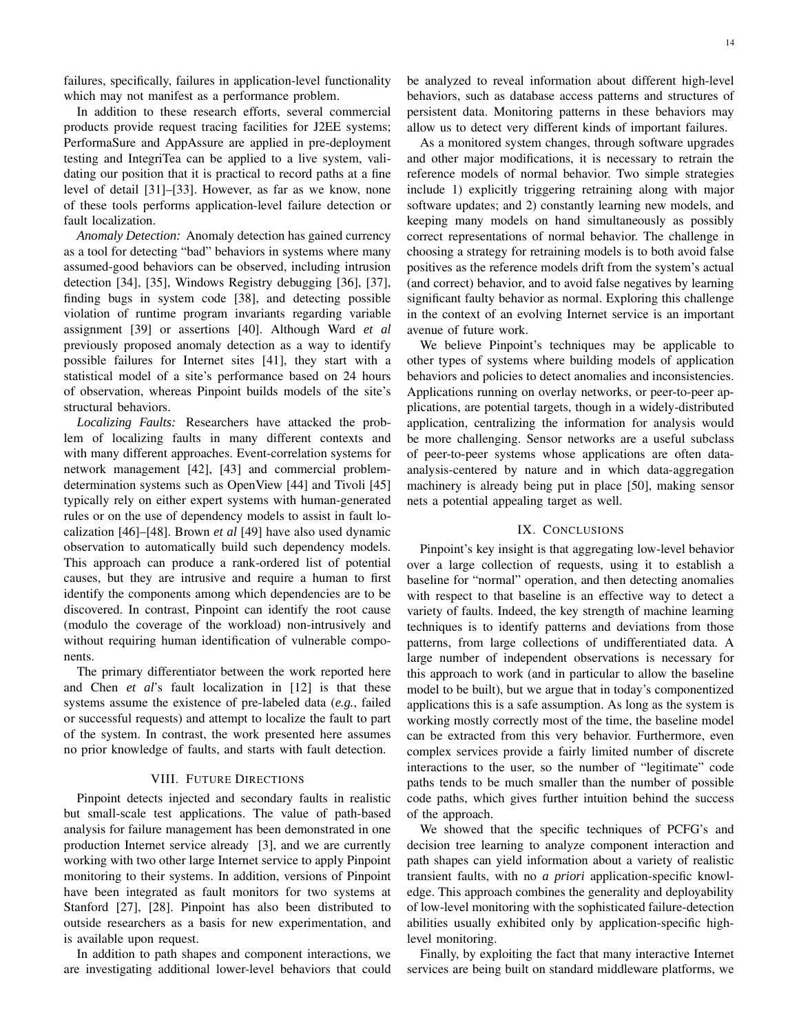failures, specifically, failures in application-level functionality which may not manifest as a performance problem.

In addition to these research efforts, several commercial products provide request tracing facilities for J2EE systems; PerformaSure and AppAssure are applied in pre-deployment testing and IntegriTea can be applied to a live system, validating our position that it is practical to record paths at a fine level of detail [31]–[33]. However, as far as we know, none of these tools performs application-level failure detection or fault localization.

*Anomaly Detection:* Anomaly detection has gained currency as a tool for detecting "bad" behaviors in systems where many assumed-good behaviors can be observed, including intrusion detection [34], [35], Windows Registry debugging [36], [37], finding bugs in system code [38], and detecting possible violation of runtime program invariants regarding variable assignment [39] or assertions [40]. Although Ward *et al* previously proposed anomaly detection as a way to identify possible failures for Internet sites [41], they start with a statistical model of a site's performance based on 24 hours of observation, whereas Pinpoint builds models of the site's structural behaviors.

*Localizing Faults:* Researchers have attacked the problem of localizing faults in many different contexts and with many different approaches. Event-correlation systems for network management [42], [43] and commercial problem-determination systems such as OpenView [44] and Tivoli [45] typically rely on either expert systems with human-generated rules or on the use of dependency models to assist in fault localization [46]–[48]. Brown *et al* [49] have also used dynamic observation to automatically build such dependency models. This approach can produce a rank-ordered list of potential causes, but they are intrusive and require a human to first identify the components among which dependencies are to be discovered. In contrast, Pinpoint can identify the root cause (modulo the coverage of the workload) non-intrusively and without requiring human identification of vulnerable components.

The primary differentiator between the work reported here and Chen *et al*'s fault localization in [12] is that these systems assume the existence of pre-labeled data (*e.g.*, failed or successful requests) and attempt to localize the fault to part of the system. In contrast, the work presented here assumes no prior knowledge of faults, and starts with fault detection.

## VIII. Future Directions

Pinpoint detects injected and secondary faults in realistic but small-scale test applications. The value of path-based analysis for failure management has been demonstrated in one production Internet service already [3], and we are currently working with two other large Internet service to apply Pinpoint monitoring to their systems. In addition, versions of Pinpoint have been integrated as fault monitors for two systems at Stanford [27], [28]. Pinpoint has also been distributed to outside researchers as a basis for new experimentation, and is available upon request.

In addition to path shapes and component interactions, we are investigating additional lower-level behaviors that could be analyzed to reveal information about different high-level behaviors, such as database access patterns and structures of persistent data. Monitoring patterns in these behaviors may allow us to detect very different kinds of important failures.

As a monitored system changes, through software upgrades and other major modifications, it is necessary to retrain the reference models of normal behavior. Two simple strategies include 1) explicitly triggering retraining along with major software updates; and 2) constantly learning new models, and keeping many models on hand simultaneously as possibly correct representations of normal behavior. The challenge in choosing a strategy for retraining models is to both avoid false positives as the reference models drift from the system's actual (and correct) behavior, and to avoid false negatives by learning significant faulty behavior as normal. Exploring this challenge in the context of an evolving Internet service is an important avenue of future work.

We believe Pinpoint's techniques may be applicable to other types of systems where building models of application behaviors and policies to detect anomalies and inconsistencies. Applications running on overlay networks, or peer-to-peer applications, are potential targets, though in a widely-distributed application, centralizing the information for analysis would be more challenging. Sensor networks are a useful subclass of peer-to-peer systems whose applications are often data-analysis-centered by nature and in which data-aggregation machinery is already being put in place [50], making sensor nets a potential appealing target as well.

## IX. Conclusions

Pinpoint's key insight is that aggregating low-level behavior over a large collection of requests, using it to establish a baseline for "normal" operation, and then detecting anomalies with respect to that baseline is an effective way to detect a variety of faults. Indeed, the key strength of machine learning techniques is to identify patterns and deviations from those patterns, from large collections of undifferentiated data. A large number of independent observations is necessary for this approach to work (and in particular to allow the baseline model to be built), but we argue that in today's componentized applications this is a safe assumption. As long as the system is working mostly correctly most of the time, the baseline model can be extracted from this very behavior. Furthermore, even complex services provide a fairly limited number of discrete interactions to the user, so the number of "legitimate" code paths tends to be much smaller than the number of possible code paths, which gives further intuition behind the success of the approach.

We showed that the specific techniques of PCFG's and decision tree learning to analyze component interaction and path shapes can yield information about a variety of realistic transient faults, with no *a priori* application-specific knowledge. This approach combines the generality and deployability of low-level monitoring with the sophisticated failure-detection abilities usually exhibited only by application-specific high-level monitoring.

Finally, by exploiting the fact that many interactive Internet services are being built on standard middleware platforms, we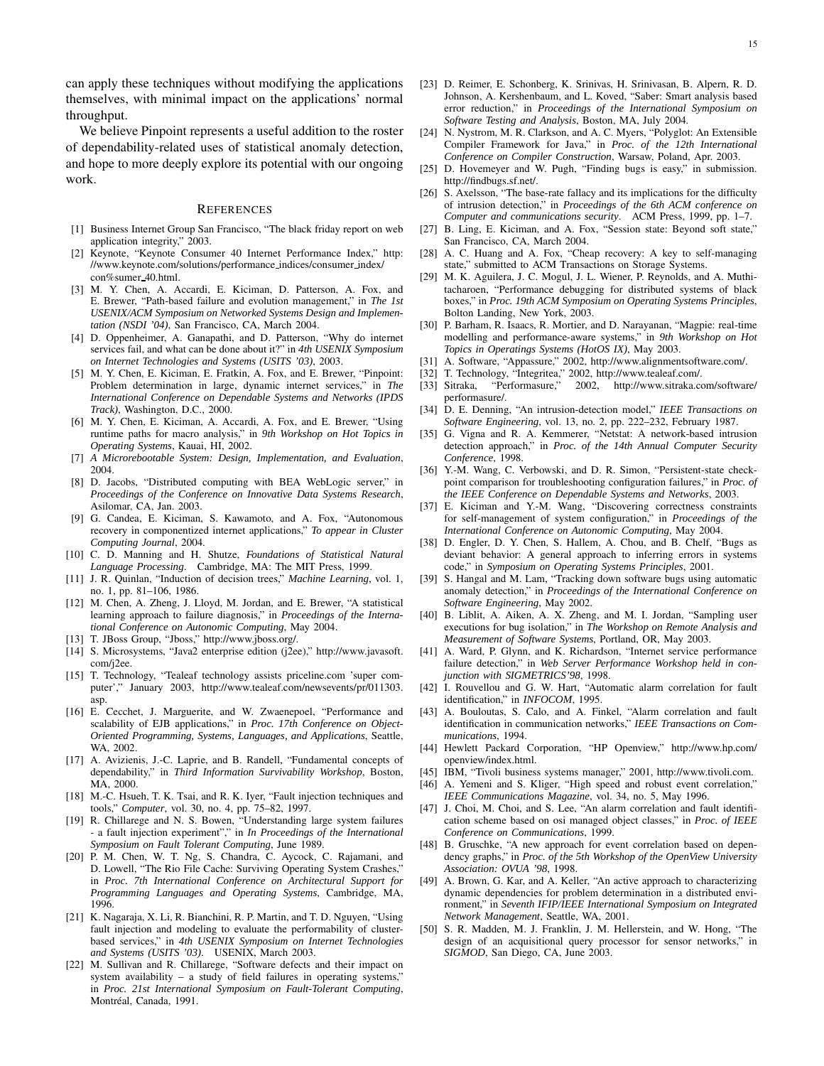can apply these techniques without modifying the applications themselves, with minimal impact on the applications' normal throughput.

We believe Pinpoint represents a useful addition to the roster of dependability-related uses of statistical anomaly detection, and hope to more deeply explore its potential with our ongoing work.

## References

[1] Business Internet Group San Francisco, "The black friday report on web application integrity," 2003.

[2] Keynote, "Keynote Consumer 40 Internet Performance Index," http://www.keynote.com/solutions/performance_indices/consumer_index/con%sumer_40.html.

[3] M. Y. Chen, A. Accardi, E. Kiciman, D. Patterson, A. Fox, and E. Brewer, "Path-based failure and evolution management," in *The 1st USENIX/ACM Symposium on Networked Systems Design and Implementation (NSDI '04)*, San Francisco, CA, March 2004.

[4] D. Oppenheimer, A. Ganapathi, and D. Patterson, "Why do internet services fail, and what can be done about it?" in *4th USENIX Symposium on Internet Technologies and Systems (USITS '03)*, 2003.

[5] M. Y. Chen, E. Kiciman, E. Fratkin, A. Fox, and E. Brewer, "Pinpoint: Problem determination in large, dynamic internet services," in *The International Conference on Dependable Systems and Networks (IPDS Track)*, Washington, D.C., 2000.

[6] M. Y. Chen, E. Kiciman, A. Accardi, A. Fox, and E. Brewer, "Using runtime paths for macro analysis," in *9th Workshop on Hot Topics in Operating Systems*, Kauai, HI, 2002.

[7] *A Microrebootable System: Design, Implementation, and Evaluation*, 2004.

[8] D. Jacobs, "Distributed computing with BEA WebLogic server," in *Proceedings of the Conference on Innovative Data Systems Research*, Asilomar, CA, Jan. 2003.

[9] G. Candea, E. Kiciman, S. Kawamoto, and A. Fox, "Autonomous recovery in componentized internet applications," *To appear in Cluster Computing Journal*, 2004.

[10] C. D. Manning and H. Shutze, *Foundations of Statistical Natural Language Processing*. Cambridge, MA: The MIT Press, 1999.

[11] J. R. Quinlan, "Induction of decision trees," *Machine Learning*, vol. 1, no. 1, pp. 81–106, 1986.

[12] M. Chen, A. Zheng, J. Lloyd, M. Jordan, and E. Brewer, "A statistical learning approach to failure diagnosis," in *Proceedings of the International Conference on Autonomic Computing*, May 2004.

[13] T. JBoss Group, "Jboss," http://www.jboss.org/.

[14] S. Microsystems, "Java2 enterprise edition (j2ee)," http://www.javasoft.com/j2ee.

[15] T. Technology, "Tealeaf technology assists priceline.com 'super computer'," January 2003, http://www.tealeaf.com/newsevents/pr/011303.asp.

[16] E. Cecchet, J. Marguerite, and W. Zwaenepoel, "Performance and scalability of EJB applications," in *Proc. 17th Conference on Object-Oriented Programming, Systems, Languages, and Applications*, Seattle, WA, 2002.

[17] A. Avizienis, J.-C. Laprie, and B. Randell, "Fundamental concepts of dependability," in *Third Information Survivability Workshop*, Boston, MA, 2000.

[18] M.-C. Hsueh, T. K. Tsai, and R. K. Iyer, "Fault injection techniques and tools," *Computer*, vol. 30, no. 4, pp. 75–82, 1997.

[19] R. Chillarege and N. S. Bowen, "Understanding large system failures - a fault injection experiment"," in *In Proceedings of the International Symposium on Fault Tolerant Computing*, June 1989.

[20] P. M. Chen, W. T. Ng, S. Chandra, C. Aycock, C. Rajamani, and D. Lowell, "The Rio File Cache: Surviving Operating System Crashes," in *Proc. 7th International Conference on Architectural Support for Programming Languages and Operating Systems*, Cambridge, MA, 1996.

[21] K. Nagaraja, X. Li, R. Bianchini, R. P. Martin, and T. D. Nguyen, "Using fault injection and modeling to evaluate the performability of cluster-based services," in *4th USENIX Symposium on Internet Technologies and Systems (USITS '03)*. USENIX, March 2003.

[22] M. Sullivan and R. Chillarege, "Software defects and their impact on system availability – a study of field failures in operating systems," in *Proc. 21st International Symposium on Fault-Tolerant Computing*, Montréal, Canada, 1991.

[23] D. Reimer, E. Schonberg, K. Srinivas, H. Srinivasan, B. Alpern, R. D. Johnson, A. Kershenbaum, and L. Koved, "Saber: Smart analysis based error reduction," in *Proceedings of the International Symposium on Software Testing and Analysis*, Boston, MA, July 2004.

[24] N. Nystrom, M. R. Clarkson, and A. C. Myers, "Polyglot: An Extensible Compiler Framework for Java," in *Proc. of the 12th International Conference on Compiler Construction*, Warsaw, Poland, Apr. 2003.

[25] D. Hovemeyer and W. Pugh, "Finding bugs is easy," in submission. http://findbugs.sf.net/.

[26] S. Axelsson, "The base-rate fallacy and its implications for the difficulty of intrusion detection," in *Proceedings of the 6th ACM conference on Computer and communications security*. ACM Press, 1999, pp. 1–7.

[27] B. Ling, E. Kiciman, and A. Fox, "Session state: Beyond soft state," San Francisco, CA, March 2004.

[28] A. C. Huang and A. Fox, "Cheap recovery: A key to self-managing state," submitted to ACM Transactions on Storage Systems.

[29] M. K. Aguilera, J. C. Mogul, J. L. Wiener, P. Reynolds, and A. Muthitacharoen, "Performance debugging for distributed systems of black boxes," in *Proc. 19th ACM Symposium on Operating Systems Principles*, Bolton Landing, New York, 2003.

[30] P. Barham, R. Isaacs, R. Mortier, and D. Narayanan, "Magpie: real-time modelling and performance-aware systems," in *9th Workshop on Hot Topics in Operatings Systems (HotOS IX)*, May 2003.

[31] A. Software, "Appassure," 2002, http://www.alignmentsoftware.com/.

[32] T. Technology, "Integritea," 2002, http://www.tealeaf.com/.

[33] Sitraka, "Performasure," 2002, http://www.sitraka.com/software/performasure/.

[34] D. E. Denning, "An intrusion-detection model," *IEEE Transactions on Software Engineering*, vol. 13, no. 2, pp. 222–232, February 1987.

[35] G. Vigna and R. A. Kemmerer, "Netstat: A network-based intrusion detection approach," in *Proc. of the 14th Annual Computer Security Conference*, 1998.

[36] Y.-M. Wang, C. Verbowski, and D. R. Simon, "Persistent-state checkpoint comparison for troubleshooting configuration failures," in *Proc. of the IEEE Conference on Dependable Systems and Networks*, 2003.

[37] E. Kiciman and Y.-M. Wang, "Discovering correctness constraints for self-management of system configuration," in *Proceedings of the International Conference on Autonomic Computing*, May 2004.

[38] D. Engler, D. Y. Chen, S. Hallem, A. Chou, and B. Chelf, "Bugs as deviant behavior: A general approach to inferring errors in systems code," in *Symposium on Operating Systems Principles*, 2001.

[39] S. Hangal and M. Lam, "Tracking down software bugs using automatic anomaly detection," in *Proceedings of the International Conference on Software Engineering*, May 2002.

[40] B. Liblit, A. Aiken, A. X. Zheng, and M. I. Jordan, "Sampling user executions for bug isolation," in *The Workshop on Remote Analysis and Measurement of Software Systems*, Portland, OR, May 2003.

[41] A. Ward, P. Glynn, and K. Richardson, "Internet service performance failure detection," in *Web Server Performance Workshop held in conjunction with SIGMETRICS'98*, 1998.

[42] I. Rouvellou and G. W. Hart, "Automatic alarm correlation for fault identification," in *INFOCOM*, 1995.

[43] A. Bouloutas, S. Calo, and A. Finkel, "Alarm correlation and fault identification in communication networks," *IEEE Transactions on Communications*, 1994.

[44] Hewlett Packard Corporation, "HP Openview," http://www.hp.com/openview/index.html.

[45] IBM, "Tivoli business systems manager," 2001, http://www.tivoli.com.

[46] A. Yemeni and S. Kliger, "High speed and robust event correlation," *IEEE Communications Magazine*, vol. 34, no. 5, May 1996.

[47] J. Choi, M. Choi, and S. Lee, "An alarm correlation and fault identification scheme based on osi managed object classes," in *Proc. of IEEE Conference on Communications*, 1999.

[48] B. Gruschke, "A new approach for event correlation based on dependency graphs," in *Proc. of the 5th Workshop of the OpenView University Association: OVUA '98*, 1998.

[49] A. Brown, G. Kar, and A. Keller, "An active approach to characterizing dynamic dependencies for problem determination in a distributed environment," in *Seventh IFIP/IEEE International Symposium on Integrated Network Management*, Seattle, WA, 2001.

[50] S. R. Madden, M. J. Franklin, J. M. Hellerstein, and W. Hong, "The design of an acquisitional query processor for sensor networks," in *SIGMOD*, San Diego, CA, June 2003.